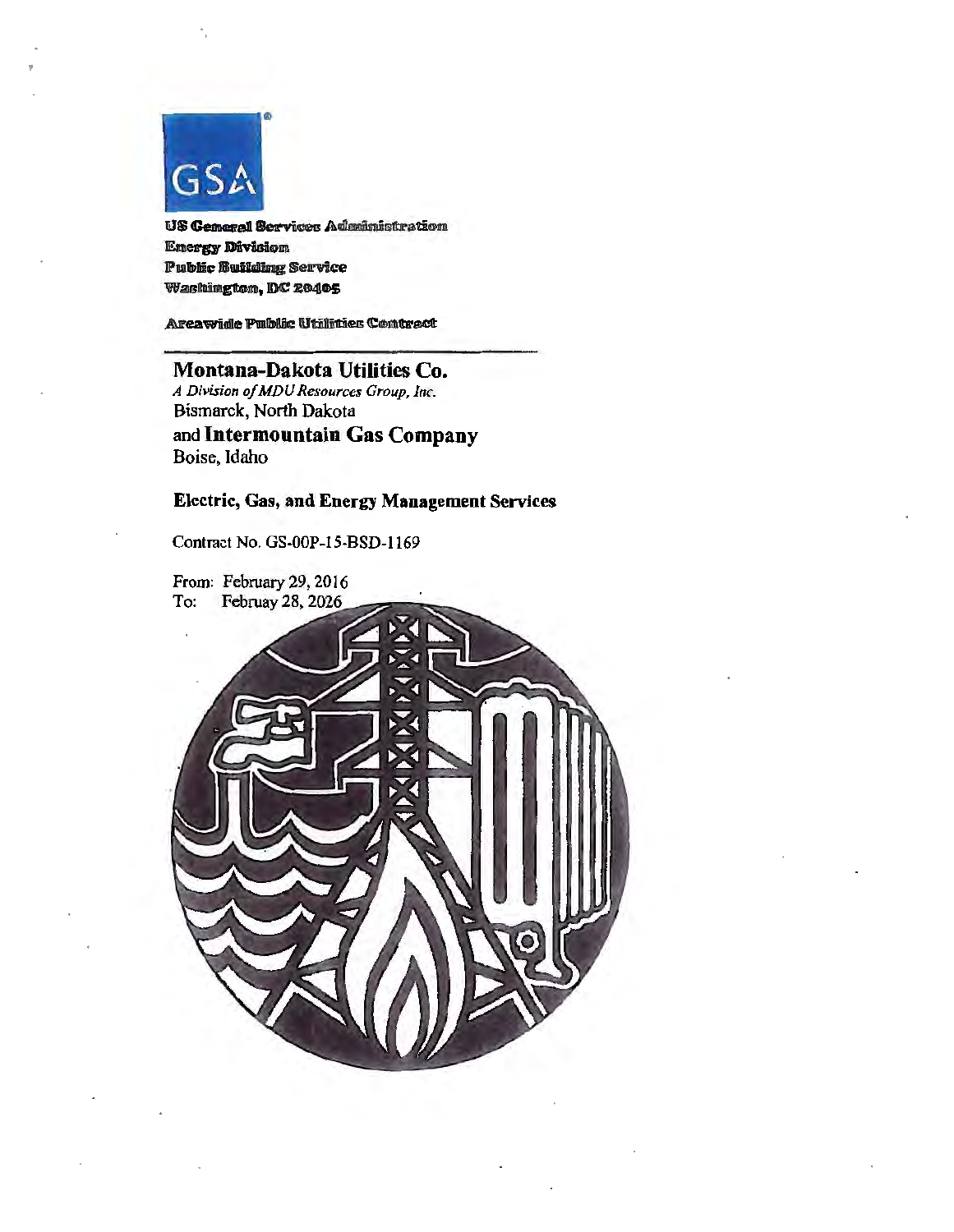GSA

US General Services Administration
Energy Division
Public Building Service
Washington, DC 20405

Areawide Public Utilities Contract

# Montana-Dakota Utilities Co.

*A Division of MDU Resources Group, Inc.*
Bismarck, North Dakota
and **Intermountain Gas Company**
Boise, Idaho

## Electric, Gas, and Energy Management Services

Contract No. GS-00P-15-BSD-1169

From: February 29, 2016
To: Februay 28, 2026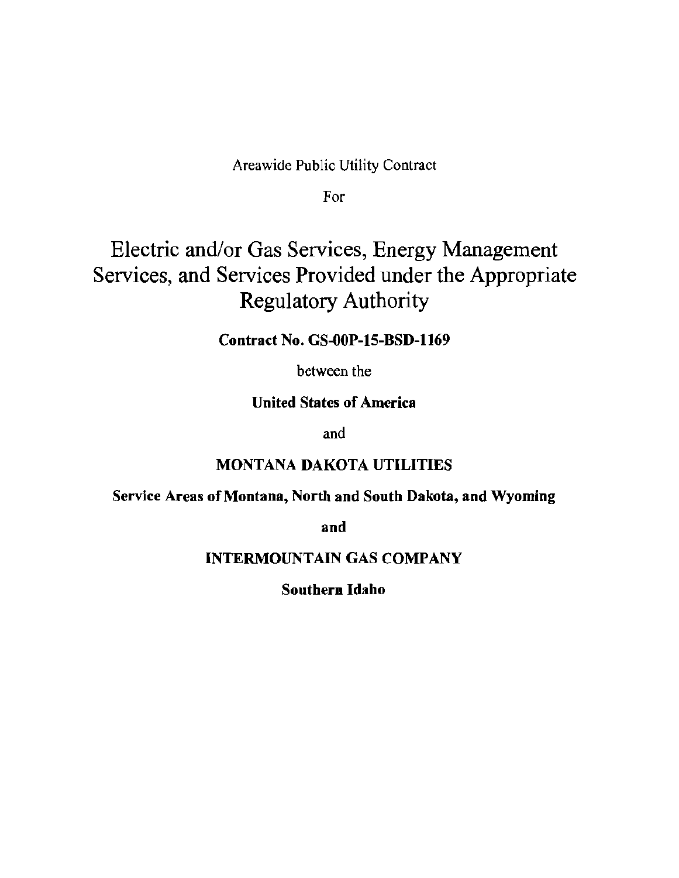Areawide Public Utility Contract

For

# Electric and/or Gas Services, Energy Management Services, and Services Provided under the Appropriate Regulatory Authority

**Contract No. GS-00P-15-BSD-1169**

between the

**United States of America**

and

**MONTANA DAKOTA UTILITIES**

**Service Areas of Montana, North and South Dakota, and Wyoming**

**and**

**INTERMOUNTAIN GAS COMPANY**

**Southern Idaho**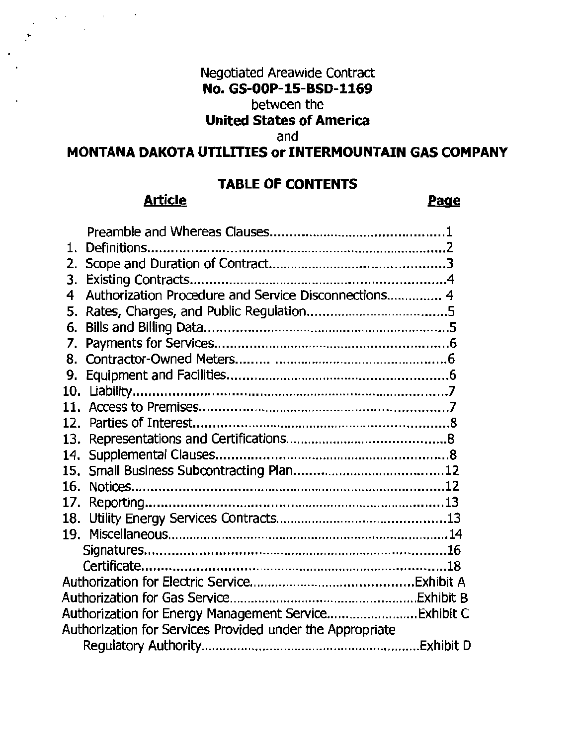Negotiated Areawide Contract

**No. GS-00P-15-BSD-1169**

between the

**United States of America**

and

**MONTANA DAKOTA UTILITIES or INTERMOUNTAIN GAS COMPANY**

## TABLE OF CONTENTS

| <u>**Article**</u> | <u>**Page**</u> |
|---|---|
| Preamble and Whereas Clauses | 1 |
| 1. Definitions | 2 |
| 2. Scope and Duration of Contract | 3 |
| 3. Existing Contracts | 4 |
| 4 Authorization Procedure and Service Disconnections | 4 |
| 5. Rates, Charges, and Public Regulation | 5 |
| 6. Bills and Billing Data | 5 |
| 7. Payments for Services | 6 |
| 8. Contractor-Owned Meters | 6 |
| 9. Equipment and Facilities | 6 |
| 10. Liability | 7 |
| 11. Access to Premises | 7 |
| 12. Parties of Interest | 8 |
| 13. Representations and Certifications | 8 |
| 14. Supplemental Clauses | 8 |
| 15. Small Business Subcontracting Plan | 12 |
| 16. Notices | 12 |
| 17. Reporting | 13 |
| 18. Utility Energy Services Contracts | 13 |
| 19. Miscellaneous | 14 |
| Signatures | 16 |
| Certificate | 18 |
| Authorization for Electric Service | Exhibit A |
| Authorization for Gas Service | Exhibit B |
| Authorization for Energy Management Service | Exhibit C |
| Authorization for Services Provided under the Appropriate Regulatory Authority | Exhibit D |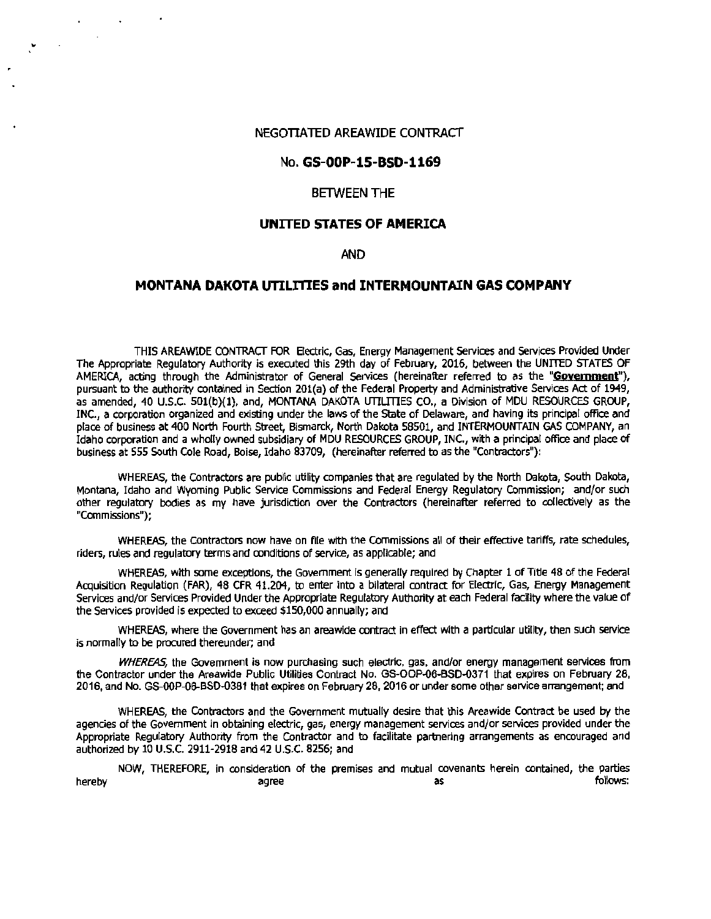NEGOTIATED AREAWIDE CONTRACT

**No. GS-00P-15-BSD-1169**

BETWEEN THE

**UNITED STATES OF AMERICA**

AND

**MONTANA DAKOTA UTILITIES and INTERMOUNTAIN GAS COMPANY**

THIS AREAWIDE CONTRACT FOR Electric, Gas, Energy Management Services and Services Provided Under The Appropriate Regulatory Authority is executed this 29th day of February, 2016, between the UNITED STATES OF AMERICA, acting through the Administrator of General Services (hereinafter referred to as the "**Government**"), pursuant to the authority contained in Section 201(a) of the Federal Property and Administrative Services Act of 1949, as amended, 40 U.S.C. 501(b)(1), and, MONTANA DAKOTA UTILITIES CO., a Division of MDU RESOURCES GROUP, INC., a corporation organized and existing under the laws of the State of Delaware, and having its principal office and place of business at 400 North Fourth Street, Bismarck, North Dakota 58501, and INTERMOUNTAIN GAS COMPANY, an Idaho corporation and a wholly owned subsidiary of MDU RESOURCES GROUP, INC., with a principal office and place of business at 555 South Cole Road, Boise, Idaho 83709, (hereinafter referred to as the "Contractors"):

WHEREAS, the Contractors are public utility companies that are regulated by the North Dakota, South Dakota, Montana, Idaho and Wyoming Public Service Commissions and Federal Energy Regulatory Commission; and/or such other regulatory bodies as my have jurisdiction over the Contractors (hereinafter referred to collectively as the "Commissions");

WHEREAS, the Contractors now have on file with the Commissions all of their effective tariffs, rate schedules, riders, rules and regulatory terms and conditions of service, as applicable; and

WHEREAS, with some exceptions, the Government is generally required by Chapter 1 of Title 48 of the Federal Acquisition Regulation (FAR), 48 CFR 41.204, to enter into a bilateral contract for Electric, Gas, Energy Management Services and/or Services Provided Under the Appropriate Regulatory Authority at each Federal facility where the value of the Services provided is expected to exceed $150,000 annually; and

WHEREAS, where the Government has an areawide contract in effect with a particular utility, then such service is normally to be procured thereunder; and

*WHEREAS,* the Government is now purchasing such electric, gas, and/or energy management services from the Contractor under the Areawide Public Utilities Contract No. GS-OOP-06-BSD-0371 that expires on February 28, 2016, and No. GS-00P-06-BSD-0381 that expires on February 28, 2016 or under some other service arrangement; and

WHEREAS, the Contractors and the Government mutually desire that this Areawide Contract be used by the agencies of the Government in obtaining electric, gas, energy management services and/or services provided under the Appropriate Regulatory Authority from the Contractor and to facilitate partnering arrangements as encouraged and authorized by 10 U.S.C. 2911-2918 and 42 U.S.C. 8256; and

NOW, THEREFORE, in consideration of the premises and mutual covenants herein contained, the parties hereby agree as follows: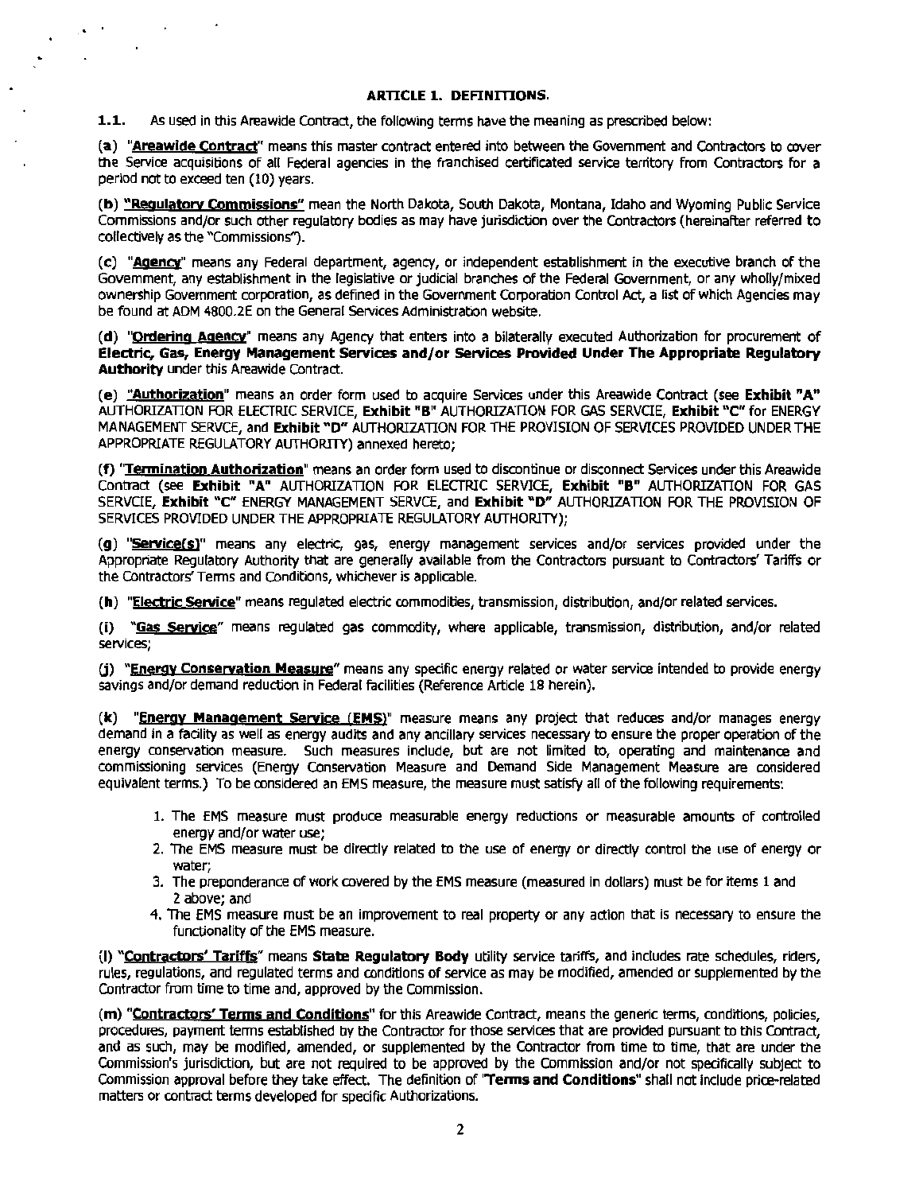**ARTICLE 1. DEFINITIONS.**

**1.1.** As used in this Areawide Contract, the following terms have the meaning as prescribed below:

**(a)** "**Areawide Contract**" means this master contract entered into between the Government and Contractors to cover the Service acquisitions of all Federal agencies in the franchised certificated service territory from Contractors for a period not to exceed ten (10) years.

**(b)** "**Regulatory Commissions**" mean the North Dakota, South Dakota, Montana, Idaho and Wyoming Public Service Commissions and/or such other regulatory bodies as may have jurisdiction over the Contractors (hereinafter referred to collectively as the "Commissions").

**(c)** "**Agency**" means any Federal department, agency, or independent establishment in the executive branch of the Government, any establishment in the legislative or judicial branches of the Federal Government, or any wholly/mixed ownership Government corporation, as defined in the Government Corporation Control Act, a list of which Agencies may be found at ADM 4800.2E on the General Services Administration website.

**(d)** "**Ordering Agency**" means any Agency that enters into a bilaterally executed Authorization for procurement of **Electric, Gas, Energy Management Services and/or Services Provided Under The Appropriate Regulatory Authority** under this Areawide Contract.

**(e)** "**Authorization**" means an order form used to acquire Services under this Areawide Contract (see **Exhibit "A"** AUTHORIZATION FOR ELECTRIC SERVICE, **Exhibit "B"** AUTHORIZATION FOR GAS SERVCIE, **Exhibit "C"** for ENERGY MANAGEMENT SERVCE, and **Exhibit "D"** AUTHORIZATION FOR THE PROVISION OF SERVICES PROVIDED UNDER THE APPROPRIATE REGULATORY AUTHORITY) annexed hereto;

**(f)** "**Termination Authorization**" means an order form used to discontinue or disconnect Services under this Areawide Contract (see **Exhibit "A"** AUTHORIZATION FOR ELECTRIC SERVICE, **Exhibit "B"** AUTHORIZATION FOR GAS SERVCIE, **Exhibit "C"** ENERGY MANAGEMENT SERVCE, and **Exhibit "D"** AUTHORIZATION FOR THE PROVISION OF SERVICES PROVIDED UNDER THE APPROPRIATE REGULATORY AUTHORITY);

**(g)** "**Service(s)**" means any electric, gas, energy management services and/or services provided under the Appropriate Regulatory Authority that are generally available from the Contractors pursuant to Contractors' Tariffs or the Contractors' Terms and Conditions, whichever is applicable.

**(h)** "**Electric Service**" means regulated electric commodities, transmission, distribution, and/or related services.

**(i)** "**Gas Service**" means regulated gas commodity, where applicable, transmission, distribution, and/or related services;

**(j)** "**Energy Conservation Measure**" means any specific energy related or water service intended to provide energy savings and/or demand reduction in Federal facilities (Reference Article 18 herein).

**(k)** "**Energy Management Service (EMS)**" measure means any project that reduces and/or manages energy demand in a facility as well as energy audits and any ancillary services necessary to ensure the proper operation of the energy conservation measure. Such measures include, but are not limited to, operating and maintenance and commissioning services (Energy Conservation Measure and Demand Side Management Measure are considered equivalent terms.) To be considered an EMS measure, the measure must satisfy all of the following requirements:

1. The EMS measure must produce measurable energy reductions or measurable amounts of controlled energy and/or water use;
2. The EMS measure must be directly related to the use of energy or directly control the use of energy or water;
3. The preponderance of work covered by the EMS measure (measured in dollars) must be for items 1 and 2 above; and
4. The EMS measure must be an improvement to real property or any action that is necessary to ensure the functionality of the EMS measure.

**(l)** "**Contractors' Tariffs**" means **State Regulatory Body** utility service tariffs, and includes rate schedules, riders, rules, regulations, and regulated terms and conditions of service as may be modified, amended or supplemented by the Contractor from time to time and, approved by the Commission.

**(m)** "**Contractors' Terms and Conditions**" for this Areawide Contract, means the generic terms, conditions, policies, procedures, payment terms established by the Contractor for those services that are provided pursuant to this Contract, and as such, may be modified, amended, or supplemented by the Contractor from time to time, that are under the Commission's jurisdiction, but are not required to be approved by the Commission and/or not specifically subject to Commission approval before they take effect. The definition of "**Terms and Conditions**" shall not include price-related matters or contract terms developed for specific Authorizations.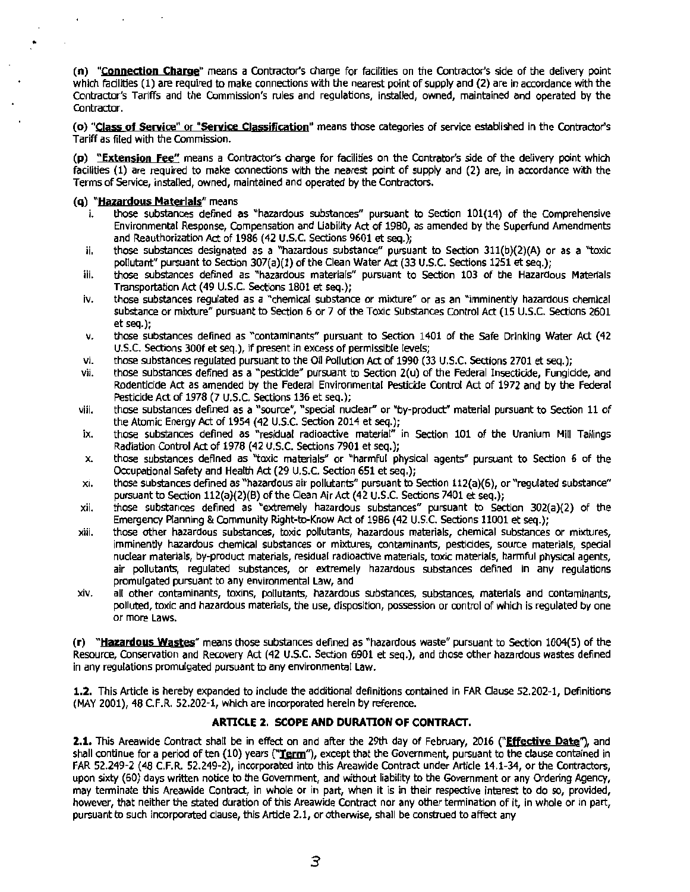(n) "**Connection Charge**" means a Contractor's charge for facilities on the Contractor's side of the delivery point which facilities (1) are required to make connections with the nearest point of supply and (2) are in accordance with the Contractor's Tariffs and the Commission's rules and regulations, installed, owned, maintained and operated by the Contractor.

(o) "**Class of Service**" or "**Service Classification**" means those categories of service established in the Contractor's Tariff as filed with the Commission.

(p) "**Extension Fee**" means a Contractor's charge for facilities on the Contrator's side of the delivery point which facilities (1) are required to make connections with the nearest point of supply and (2) are, in accordance with the Terms of Service, installed, owned, maintained and operated by the Contractors.

(q) "**Hazardous Materials**" means

i. those substances defined as "hazardous substances" pursuant to Section 101(14) of the Comprehensive Environmental Response, Compensation and Liability Act of 1980, as amended by the Superfund Amendments and Reauthorization Act of 1986 (42 U.S.C. Sections 9601 et seq.);

ii. those substances designated as a "hazardous substance" pursuant to Section 311(b)(2)(A) or as a "toxic pollutant" pursuant to Section 307(a)(1) of the Clean Water Act (33 U.S.C. Sections 1251 et seq.);

iii. those substances defined as "hazardous materials" pursuant to Section 103 of the Hazardous Materials Transportation Act (49 U.S.C. Sections 1801 et seq.);

iv. those substances regulated as a "chemical substance or mixture" or as an "imminently hazardous chemical substance or mixture" pursuant to Section 6 or 7 of the Toxic Substances Control Act (15 U.S.C. Sections 2601 et seq.);

v. those substances defined as "contaminants" pursuant to Section 1401 of the Safe Drinking Water Act (42 U.S.C. Sections 300f et seq.), if present in excess of permissible levels;

vi. those substances regulated pursuant to the Oil Pollution Act of 1990 (33 U.S.C. Sections 2701 et seq.);

vii. those substances defined as a "pesticide" pursuant to Section 2(u) of the Federal Insecticide, Fungicide, and Rodenticide Act as amended by the Federal Environmental Pesticide Control Act of 1972 and by the Federal Pesticide Act of 1978 (7 U.S.C. Sections 136 et seq.);

viii. those substances defined as a "source", "special nuclear" or "by-product" material pursuant to Section 11 of the Atomic Energy Act of 1954 (42 U.S.C. Section 2014 et seq.);

ix. those substances defined as "residual radioactive material" in Section 101 of the Uranium Mill Tailings Radiation Control Act of 1978 (42 U.S.C. Sections 7901 et seq.);

x. those substances defined as "toxic materials" or "harmful physical agents" pursuant to Section 6 of the Occupational Safety and Health Act (29 U.S.C. Section 651 et seq.);

xi. those substances defined as "hazardous air pollutants" pursuant to Section 112(a)(6), or "regulated substance" pursuant to Section 112(a)(2)(B) of the Clean Air Act (42 U.S.C. Sections 7401 et seq.);

xii. those substances defined as "extremely hazardous substances" pursuant to Section 302(a)(2) of the Emergency Planning & Community Right-to-Know Act of 1986 (42 U.S.C. Sections 11001 et seq.);

xiii. those other hazardous substances, toxic pollutants, hazardous materials, chemical substances or mixtures, imminently hazardous chemical substances or mixtures, contaminants, pesticides, source materials, special nuclear materials, by-product materials, residual radioactive materials, toxic materials, harmful physical agents, air pollutants, regulated substances, or extremely hazardous substances defined in any regulations promulgated pursuant to any environmental Law, and

xiv. all other contaminants, toxins, pollutants, hazardous substances, substances, materials and contaminants, polluted, toxic and hazardous materials, the use, disposition, possession or control of which is regulated by one or more Laws.

(r) "**Hazardous Wastes**" means those substances defined as "hazardous waste" pursuant to Section 1004(5) of the Resource, Conservation and Recovery Act (42 U.S.C. Section 6901 et seq.), and those other hazardous wastes defined in any regulations promulgated pursuant to any environmental Law.

**1.2.** This Article is hereby expanded to include the additional definitions contained in FAR Clause 52.202-1, Definitions (MAY 2001), 48 C.F.R. 52.202-1, which are incorporated herein by reference.

## ARTICLE 2. SCOPE AND DURATION OF CONTRACT.

**2.1.** This Areawide Contract shall be in effect on and after the 29th day of February, 2016 ("**Effective Date**"), and shall continue for a period of ten (10) years ("**Term**"), except that the Government, pursuant to the clause contained in FAR 52.249-2 (48 C.F.R. 52.249-2), incorporated into this Areawide Contract under Article 14.1-34, or the Contractors, upon sixty (60) days written notice to the Government, and without liability to the Government or any Ordering Agency, may terminate this Areawide Contract, in whole or in part, when it is in their respective interest to do so, provided, however, that neither the stated duration of this Areawide Contract nor any other termination of it, in whole or in part, pursuant to such incorporated clause, this Article 2.1, or otherwise, shall be construed to affect any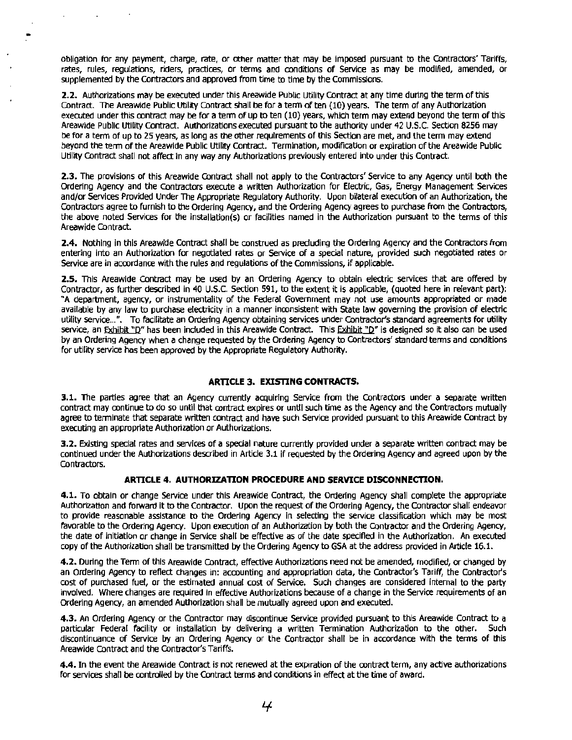obligation for any payment, charge, rate, or other matter that may be imposed pursuant to the Contractors' Tariffs, rates, rules, regulations, riders, practices, or terms and conditions of Service as may be modified, amended, or supplemented by the Contractors and approved from time to time by the Commissions.

**2.2.** Authorizations may be executed under this Areawide Public Utility Contract at any time during the term of this Contract. The Areawide Public Utility Contract shall be for a term of ten (10) years. The term of any Authorization executed under this contract may be for a term of up to ten (10) years, which term may extend beyond the term of this Areawide Public Utility Contract. Authorizations executed pursuant to the authority under 42 U.S.C. Section 8256 may be for a term of up to 25 years, as long as the other requirements of this Section are met, and the term may extend beyond the term of the Areawide Public Utility Contract. Termination, modification or expiration of the Areawide Public Utility Contract shall not affect in any way any Authorizations previously entered into under this Contract.

**2.3.** The provisions of this Areawide Contract shall not apply to the Contractors' Service to any Agency until both the Ordering Agency and the Contractors execute a written Authorization for Electric, Gas, Energy Management Services and/or Services Provided Under The Appropriate Regulatory Authority. Upon bilateral execution of an Authorization, the Contractors agree to furnish to the Ordering Agency, and the Ordering Agency agrees to purchase from the Contractors, the above noted Services for the installation(s) or facilities named in the Authorization pursuant to the terms of this Areawide Contract.

**2.4.** Nothing in this Areawide Contract shall be construed as precluding the Ordering Agency and the Contractors from entering into an Authorization for negotiated rates or Service of a special nature, provided such negotiated rates or Service are in accordance with the rules and regulations of the Commissions, if applicable.

**2.5.** This Areawide Contract may be used by an Ordering Agency to obtain electric services that are offered by Contractor, as further described in 40 U.S.C. Section 591, to the extent it is applicable, (quoted here in relevant part): "A department, agency, or instrumentality of the Federal Government may not use amounts appropriated or made available by any law to purchase electricity in a manner inconsistent with State law governing the provision of electric utility service...". To facilitate an Ordering Agency obtaining services under Contractor's standard agreements for utility service, an Exhibit "D" has been included in this Areawide Contract. This Exhibit "D" is designed so it also can be used by an Ordering Agency when a change requested by the Ordering Agency to Contractors' standard terms and conditions for utility service has been approved by the Appropriate Regulatory Authority.

## ARTICLE 3. EXISTING CONTRACTS.

**3.1.** The parties agree that an Agency currently acquiring Service from the Contractors under a separate written contract may continue to do so until that contract expires or until such time as the Agency and the Contractors mutually agree to terminate that separate written contract and have such Service provided pursuant to this Areawide Contract by executing an appropriate Authorization or Authorizations.

**3.2.** Existing special rates and services of a special nature currently provided under a separate written contract may be continued under the Authorizations described in Article 3.1 if requested by the Ordering Agency and agreed upon by the Contractors.

## ARTICLE 4. AUTHORIZATION PROCEDURE AND SERVICE DISCONNECTION.

**4.1.** To obtain or change Service under this Areawide Contract, the Ordering Agency shall complete the appropriate Authorization and forward it to the Contractor. Upon the request of the Ordering Agency, the Contractor shall endeavor to provide reasonable assistance to the Ordering Agency in selecting the service classification which may be most favorable to the Ordering Agency. Upon execution of an Authorization by both the Contractor and the Ordering Agency, the date of initiation or change in Service shall be effective as of the date specified in the Authorization. An executed copy of the Authorization shall be transmitted by the Ordering Agency to GSA at the address provided in Article 16.1.

**4.2.** During the Term of this Areawide Contract, effective Authorizations need not be amended, modified, or changed by an Ordering Agency to reflect changes in: accounting and appropriation data, the Contractor's Tariff, the Contractor's cost of purchased fuel, or the estimated annual cost of Service. Such changes are considered internal to the party involved. Where changes are required in effective Authorizations because of a change in the Service requirements of an Ordering Agency, an amended Authorization shall be mutually agreed upon and executed.

**4.3.** An Ordering Agency or the Contractor may discontinue Service provided pursuant to this Areawide Contract to a particular Federal facility or installation by delivering a written Termination Authorization to the other. Such discontinuance of Service by an Ordering Agency or the Contractor shall be in accordance with the terms of this Areawide Contract and the Contractor's Tariffs.

**4.4.** In the event the Areawide Contract is not renewed at the expiration of the contract term, any active authorizations for services shall be controlled by the Contract terms and conditions in effect at the time of award.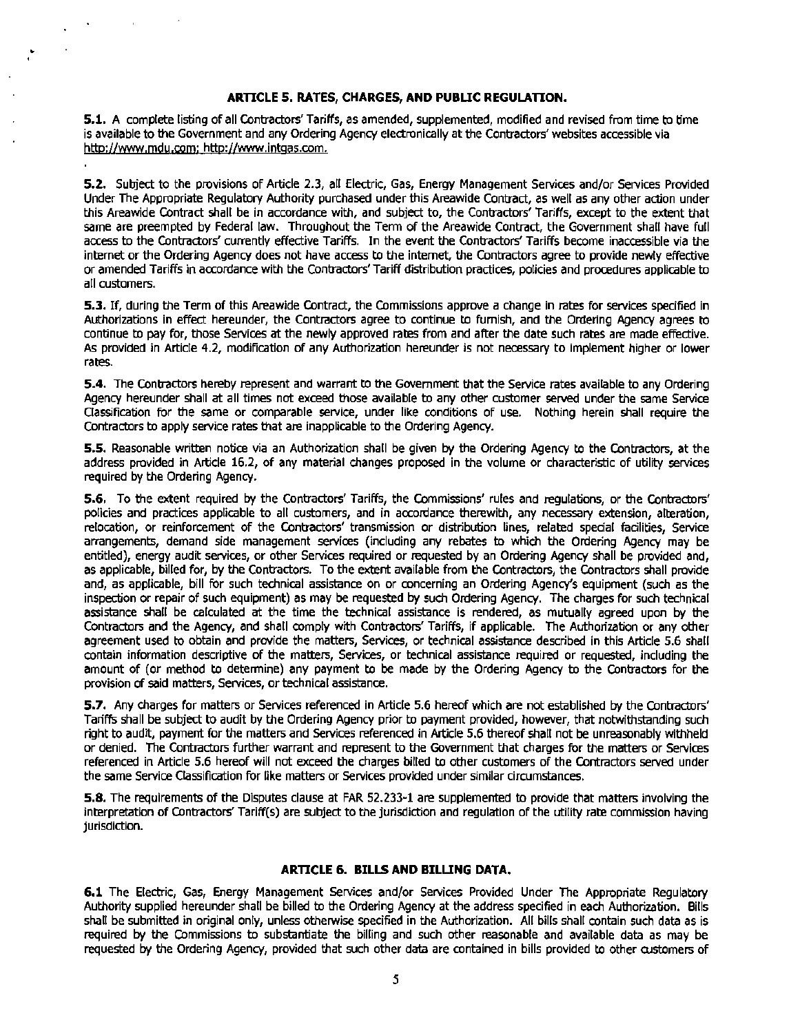## ARTICLE 5. RATES, CHARGES, AND PUBLIC REGULATION.

**5.1.** A complete listing of all Contractors' Tariffs, as amended, supplemented, modified and revised from time to time is available to the Government and any Ordering Agency electronically at the Contractors' websites accessible via http://www.mdu.com; http://www.intgas.com.

**5.2.** Subject to the provisions of Article 2.3, all Electric, Gas, Energy Management Services and/or Services Provided Under The Appropriate Regulatory Authority purchased under this Areawide Contract, as well as any other action under this Areawide Contract shall be in accordance with, and subject to, the Contractors' Tariffs, except to the extent that same are preempted by Federal law. Throughout the Term of the Areawide Contract, the Government shall have full access to the Contractors' currently effective Tariffs. In the event the Contractors' Tariffs become inaccessible via the internet or the Ordering Agency does not have access to the internet, the Contractors agree to provide newly effective or amended Tariffs in accordance with the Contractors' Tariff distribution practices, policies and procedures applicable to all customers.

**5.3.** If, during the Term of this Areawide Contract, the Commissions approve a change in rates for services specified in Authorizations in effect hereunder, the Contractors agree to continue to furnish, and the Ordering Agency agrees to continue to pay for, those Services at the newly approved rates from and after the date such rates are made effective. As provided in Article 4.2, modification of any Authorization hereunder is not necessary to implement higher or lower rates.

**5.4.** The Contractors hereby represent and warrant to the Government that the Service rates available to any Ordering Agency hereunder shall at all times not exceed those available to any other customer served under the same Service Classification for the same or comparable service, under like conditions of use. Nothing herein shall require the Contractors to apply service rates that are inapplicable to the Ordering Agency.

**5.5.** Reasonable written notice via an Authorization shall be given by the Ordering Agency to the Contractors, at the address provided in Article 16.2, of any material changes proposed in the volume or characteristic of utility services required by the Ordering Agency.

**5.6.** To the extent required by the Contractors' Tariffs, the Commissions' rules and regulations, or the Contractors' policies and practices applicable to all customers, and in accordance therewith, any necessary extension, alteration, relocation, or reinforcement of the Contractors' transmission or distribution lines, related special facilities, Service arrangements, demand side management services (including any rebates to which the Ordering Agency may be entitled), energy audit services, or other Services required or requested by an Ordering Agency shall be provided and, as applicable, billed for, by the Contractors. To the extent available from the Contractors, the Contractors shall provide and, as applicable, bill for such technical assistance on or concerning an Ordering Agency's equipment (such as the inspection or repair of such equipment) as may be requested by such Ordering Agency. The charges for such technical assistance shall be calculated at the time the technical assistance is rendered, as mutually agreed upon by the Contractors and the Agency, and shall comply with Contractors' Tariffs, if applicable. The Authorization or any other agreement used to obtain and provide the matters, Services, or technical assistance described in this Article 5.6 shall contain information descriptive of the matters, Services, or technical assistance required or requested, including the amount of (or method to determine) any payment to be made by the Ordering Agency to the Contractors for the provision of said matters, Services, or technical assistance.

**5.7.** Any charges for matters or Services referenced in Article 5.6 hereof which are not established by the Contractors' Tariffs shall be subject to audit by the Ordering Agency prior to payment provided, however, that notwithstanding such right to audit, payment for the matters and Services referenced in Article 5.6 thereof shall not be unreasonably withheld or denied. The Contractors further warrant and represent to the Government that charges for the matters or Services referenced in Article 5.6 hereof will not exceed the charges billed to other customers of the Contractors served under the same Service Classification for like matters or Services provided under similar circumstances.

**5.8.** The requirements of the Disputes clause at FAR 52.233-1 are supplemented to provide that matters involving the interpretation of Contractors' Tariff(s) are subject to the jurisdiction and regulation of the utility rate commission having jurisdiction.

## ARTICLE 6. BILLS AND BILLING DATA.

**6.1** The Electric, Gas, Energy Management Services and/or Services Provided Under The Appropriate Regulatory Authority supplied hereunder shall be billed to the Ordering Agency at the address specified in each Authorization. Bills shall be submitted in original only, unless otherwise specified in the Authorization. All bills shall contain such data as is required by the Commissions to substantiate the billing and such other reasonable and available data as may be requested by the Ordering Agency, provided that such other data are contained in bills provided to other customers of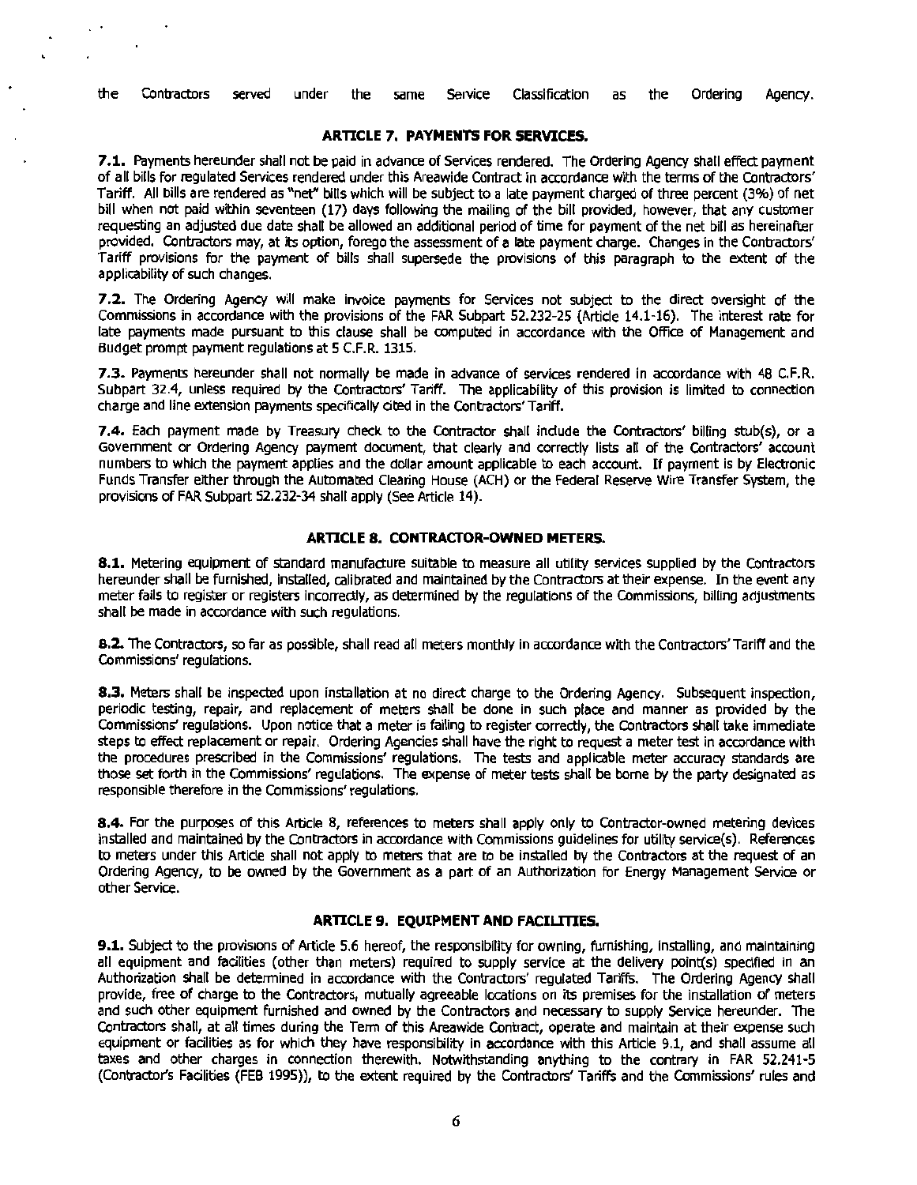the Contractors served under the same Service Classification as the Ordering Agency.

### ARTICLE 7. PAYMENTS FOR SERVICES.

**7.1.** Payments hereunder shall not be paid in advance of Services rendered. The Ordering Agency shall effect payment of all bills for regulated Services rendered under this Areawide Contract in accordance with the terms of the Contractors' Tariff. All bills are rendered as "net" bills which will be subject to a late payment charged of three percent (3%) of net bill when not paid within seventeen (17) days following the mailing of the bill provided, however, that any customer requesting an adjusted due date shall be allowed an additional period of time for payment of the net bill as hereinafter provided. Contractors may, at its option, forego the assessment of a late payment charge. Changes in the Contractors' Tariff provisions for the payment of bills shall supersede the provisions of this paragraph to the extent of the applicability of such changes.

**7.2.** The Ordering Agency will make invoice payments for Services not subject to the direct oversight of the Commissions in accordance with the provisions of the FAR Subpart 52.232-25 (Article 14.1-16). The interest rate for late payments made pursuant to this clause shall be computed in accordance with the Office of Management and Budget prompt payment regulations at 5 C.F.R. 1315.

**7.3.** Payments hereunder shall not normally be made in advance of services rendered in accordance with 48 C.F.R. Subpart 32.4, unless required by the Contractors' Tariff. The applicability of this provision is limited to connection charge and line extension payments specifically cited in the Contractors' Tariff.

**7.4.** Each payment made by Treasury check to the Contractor shall include the Contractors' billing stub(s), or a Government or Ordering Agency payment document, that clearly and correctly lists all of the Contractors' account numbers to which the payment applies and the dollar amount applicable to each account. If payment is by Electronic Funds Transfer either through the Automated Clearing House (ACH) or the Federal Reserve Wire Transfer System, the provisions of FAR Subpart 52.232-34 shall apply (See Article 14).

### ARTICLE 8. CONTRACTOR-OWNED METERS.

**8.1.** Metering equipment of standard manufacture suitable to measure all utility services supplied by the Contractors hereunder shall be furnished, installed, calibrated and maintained by the Contractors at their expense. In the event any meter fails to register or registers incorrectly, as determined by the regulations of the Commissions, billing adjustments shall be made in accordance with such regulations.

**8.2.** The Contractors, so far as possible, shall read all meters monthly in accordance with the Contractors' Tariff and the Commissions' regulations.

**8.3.** Meters shall be inspected upon installation at no direct charge to the Ordering Agency. Subsequent inspection, periodic testing, repair, and replacement of meters shall be done in such place and manner as provided by the Commissions' regulations. Upon notice that a meter is failing to register correctly, the Contractors shall take immediate steps to effect replacement or repair. Ordering Agencies shall have the right to request a meter test in accordance with the procedures prescribed in the Commissions' regulations. The tests and applicable meter accuracy standards are those set forth in the Commissions' regulations. The expense of meter tests shall be borne by the party designated as responsible therefore in the Commissions' regulations.

**8.4.** For the purposes of this Article 8, references to meters shall apply only to Contractor-owned metering devices installed and maintained by the Contractors in accordance with Commissions guidelines for utility service(s). References to meters under this Article shall not apply to meters that are to be installed by the Contractors at the request of an Ordering Agency, to be owned by the Government as a part of an Authorization for Energy Management Service or other Service.

### ARTICLE 9. EQUIPMENT AND FACILITIES.

**9.1.** Subject to the provisions of Article 5.6 hereof, the responsibility for owning, furnishing, installing, and maintaining all equipment and facilities (other than meters) required to supply service at the delivery point(s) specified in an Authorization shall be determined in accordance with the Contractors' regulated Tariffs. The Ordering Agency shall provide, free of charge to the Contractors, mutually agreeable locations on its premises for the installation of meters and such other equipment furnished and owned by the Contractors and necessary to supply Service hereunder. The Contractors shall, at all times during the Term of this Areawide Contract, operate and maintain at their expense such equipment or facilities as for which they have responsibility in accordance with this Article 9.1, and shall assume all taxes and other charges in connection therewith. Notwithstanding anything to the contrary in FAR 52.241-5 (Contractor's Facilities (FEB 1995)), to the extent required by the Contractors' Tariffs and the Commissions' rules and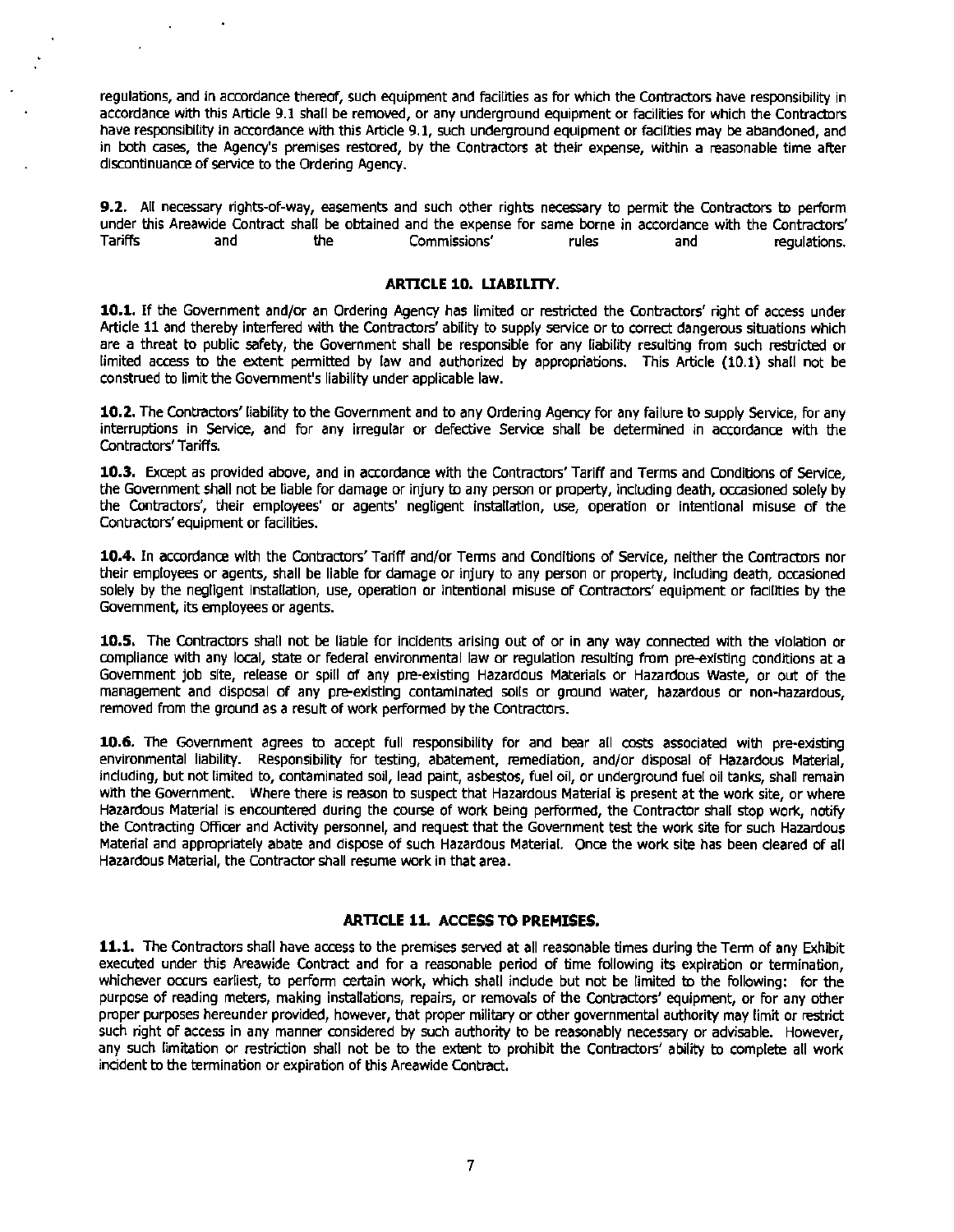regulations, and in accordance thereof, such equipment and facilities as for which the Contractors have responsibility in accordance with this Article 9.1 shall be removed, or any underground equipment or facilities for which the Contractors have responsibility in accordance with this Article 9.1, such underground equipment or facilities may be abandoned, and in both cases, the Agency's premises restored, by the Contractors at their expense, within a reasonable time after discontinuance of service to the Ordering Agency.

**9.2.** All necessary rights-of-way, easements and such other rights necessary to permit the Contractors to perform under this Areawide Contract shall be obtained and the expense for same borne in accordance with the Contractors' Tariffs and the Commissions' rules and regulations.

## ARTICLE 10. LIABILITY.

**10.1.** If the Government and/or an Ordering Agency has limited or restricted the Contractors' right of access under Article 11 and thereby interfered with the Contractors' ability to supply service or to correct dangerous situations which are a threat to public safety, the Government shall be responsible for any liability resulting from such restricted or limited access to the extent permitted by law and authorized by appropriations. This Article (10.1) shall not be construed to limit the Government's liability under applicable law.

**10.2.** The Contractors' liability to the Government and to any Ordering Agency for any failure to supply Service, for any interruptions in Service, and for any irregular or defective Service shall be determined in accordance with the Contractors' Tariffs.

**10.3.** Except as provided above, and in accordance with the Contractors' Tariff and Terms and Conditions of Service, the Government shall not be liable for damage or injury to any person or property, including death, occasioned solely by the Contractors', their employees' or agents' negligent installation, use, operation or intentional misuse of the Contractors' equipment or facilities.

**10.4.** In accordance with the Contractors' Tariff and/or Terms and Conditions of Service, neither the Contractors nor their employees or agents, shall be liable for damage or injury to any person or property, including death, occasioned solely by the negligent installation, use, operation or intentional misuse of Contractors' equipment or facilities by the Government, its employees or agents.

**10.5.** The Contractors shall not be liable for incidents arising out of or in any way connected with the violation or compliance with any local, state or federal environmental law or regulation resulting from pre-existing conditions at a Government job site, release or spill of any pre-existing Hazardous Materials or Hazardous Waste, or out of the management and disposal of any pre-existing contaminated soils or ground water, hazardous or non-hazardous, removed from the ground as a result of work performed by the Contractors.

**10.6.** The Government agrees to accept full responsibility for and bear all costs associated with pre-existing environmental liability. Responsibility for testing, abatement, remediation, and/or disposal of Hazardous Material, including, but not limited to, contaminated soil, lead paint, asbestos, fuel oil, or underground fuel oil tanks, shall remain with the Government. Where there is reason to suspect that Hazardous Material is present at the work site, or where Hazardous Material is encountered during the course of work being performed, the Contractor shall stop work, notify the Contracting Officer and Activity personnel, and request that the Government test the work site for such Hazardous Material and appropriately abate and dispose of such Hazardous Material. Once the work site has been cleared of all Hazardous Material, the Contractor shall resume work in that area.

## ARTICLE 11. ACCESS TO PREMISES.

**11.1.** The Contractors shall have access to the premises served at all reasonable times during the Term of any Exhibit executed under this Areawide Contract and for a reasonable period of time following its expiration or termination, whichever occurs earliest, to perform certain work, which shall include but not be limited to the following: for the purpose of reading meters, making installations, repairs, or removals of the Contractors' equipment, or for any other proper purposes hereunder provided, however, that proper military or other governmental authority may limit or restrict such right of access in any manner considered by such authority to be reasonably necessary or advisable. However, any such limitation or restriction shall not be to the extent to prohibit the Contractors' ability to complete all work incident to the termination or expiration of this Areawide Contract.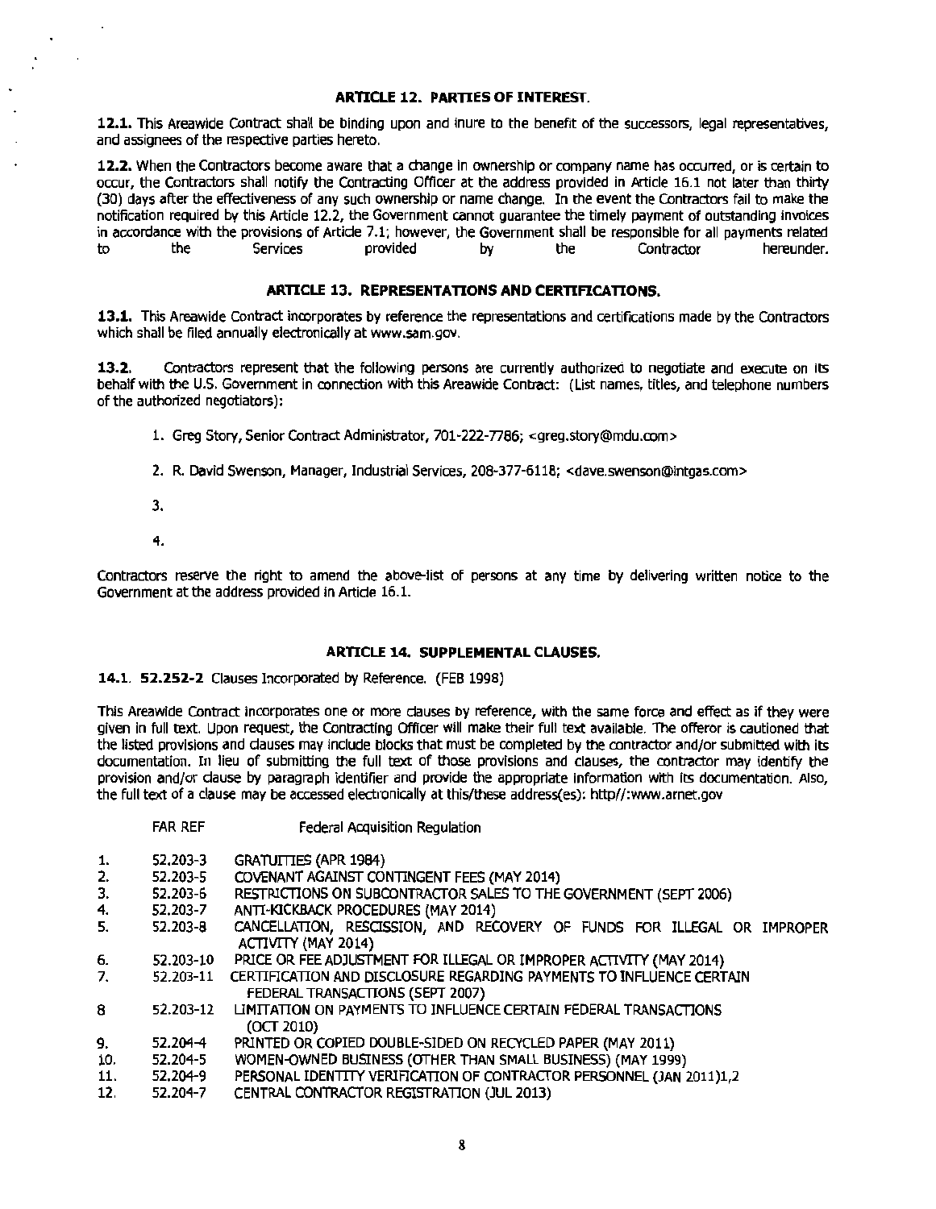### ARTICLE 12. PARTIES OF INTEREST.

**12.1.** This Areawide Contract shall be binding upon and inure to the benefit of the successors, legal representatives, and assignees of the respective parties hereto.

**12.2.** When the Contractors become aware that a change in ownership or company name has occurred, or is certain to occur, the Contractors shall notify the Contracting Officer at the address provided in Article 16.1 not later than thirty (30) days after the effectiveness of any such ownership or name change. In the event the Contractors fail to make the notification required by this Article 12.2, the Government cannot guarantee the timely payment of outstanding invoices in accordance with the provisions of Article 7.1; however, the Government shall be responsible for all payments related to the Services provided by the Contractor hereunder.

### ARTICLE 13. REPRESENTATIONS AND CERTIFICATIONS.

**13.1.** This Areawide Contract incorporates by reference the representations and certifications made by the Contractors which shall be filed annually electronically at www.sam.gov.

**13.2.** Contractors represent that the following persons are currently authorized to negotiate and execute on its behalf with the U.S. Government in connection with this Areawide Contract: (List names, titles, and telephone numbers of the authorized negotiators):

1. Greg Story, Senior Contract Administrator, 701-222-7786; <greg.story@mdu.com>
2. R. David Swenson, Manager, Industrial Services, 208-377-6118; <dave.swenson@intgas.com>
3.
4.

Contractors reserve the right to amend the above-list of persons at any time by delivering written notice to the Government at the address provided in Article 16.1.

### ARTICLE 14. SUPPLEMENTAL CLAUSES.

14.1. **52.252-2** Clauses Incorporated by Reference. (FEB 1998)

This Areawide Contract incorporates one or more clauses by reference, with the same force and effect as if they were given in full text. Upon request, the Contracting Officer will make their full text available. The offeror is cautioned that the listed provisions and clauses may include blocks that must be completed by the contractor and/or submitted with its documentation. In lieu of submitting the full text of those provisions and clauses, the contractor may identify the provision and/or clause by paragraph identifier and provide the appropriate information with its documentation. Also, the full text of a clause may be accessed electronically at this/these address(es): http//:www.arnet.gov

| | FAR REF | Federal Acquisition Regulation |
|---|---|---|
| 1. | 52.203-3 | GRATUITIES (APR 1984) |
| 2. | 52.203-5 | COVENANT AGAINST CONTINGENT FEES (MAY 2014) |
| 3. | 52.203-6 | RESTRICTIONS ON SUBCONTRACTOR SALES TO THE GOVERNMENT (SEPT 2006) |
| 4. | 52.203-7 | ANTI-KICKBACK PROCEDURES (MAY 2014) |
| 5. | 52.203-8 | CANCELLATION, RESCISSION, AND RECOVERY OF FUNDS FOR ILLEGAL OR IMPROPER ACTIVITY (MAY 2014) |
| 6. | 52.203-10 | PRICE OR FEE ADJUSTMENT FOR ILLEGAL OR IMPROPER ACTIVITY (MAY 2014) |
| 7. | 52.203-11 | CERTIFICATION AND DISCLOSURE REGARDING PAYMENTS TO INFLUENCE CERTAIN FEDERAL TRANSACTIONS (SEPT 2007) |
| 8 | 52.203-12 | LIMITATION ON PAYMENTS TO INFLUENCE CERTAIN FEDERAL TRANSACTIONS (OCT 2010) |
| 9. | 52.204-4 | PRINTED OR COPIED DOUBLE-SIDED ON RECYCLED PAPER (MAY 2011) |
| 10. | 52.204-5 | WOMEN-OWNED BUSINESS (OTHER THAN SMALL BUSINESS) (MAY 1999) |
| 11. | 52.204-9 | PERSONAL IDENTITY VERIFICATION OF CONTRACTOR PERSONNEL (JAN 2011)1,2 |
| 12. | 52.204-7 | CENTRAL CONTRACTOR REGISTRATION (JUL 2013) |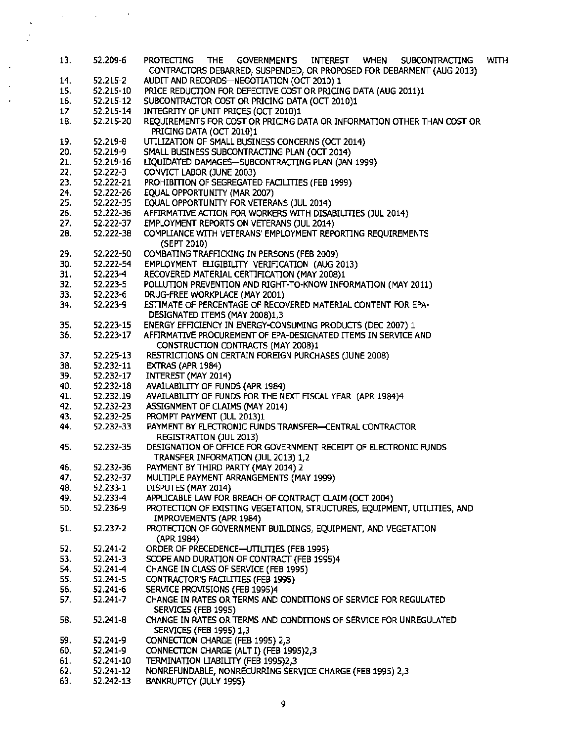13. 52.209-6 PROTECTING THE GOVERNMENT'S INTEREST WHEN SUBCONTRACTING WITH CONTRACTORS DEBARRED, SUSPENDED, OR PROPOSED FOR DEBARMENT (AUG 2013)
14. 52.215-2 AUDIT AND RECORDS—NEGOTIATION (OCT 2010) 1
15. 52.215-10 PRICE REDUCTION FOR DEFECTIVE COST OR PRICING DATA (AUG 2011)1
16. 52.215-12 SUBCONTRACTOR COST OR PRICING DATA (OCT 2010)1
17. 52.215-14 INTEGRITY OF UNIT PRICES (OCT 2010)1
18. 52.215-20 REQUIREMENTS FOR COST OR PRICING DATA OR INFORMATION OTHER THAN COST OR PRICING DATA (OCT 2010)1
19. 52.219-8 UTILIZATION OF SMALL BUSINESS CONCERNS (OCT 2014)
20. 52.219-9 SMALL BUSINESS SUBCONTRACTING PLAN (OCT 2014)
21. 52.219-16 LIQUIDATED DAMAGES—SUBCONTRACTING PLAN (JAN 1999)
22. 52.222-3 CONVICT LABOR (JUNE 2003)
23. 52.222-21 PROHIBITION OF SEGREGATED FACILITIES (FEB 1999)
24. 52.222-26 EQUAL OPPORTUNITY (MAR 2007)
25. 52.222-35 EQUAL OPPORTUNITY FOR VETERANS (JUL 2014)
26. 52.222-36 AFFIRMATIVE ACTION FOR WORKERS WITH DISABILITIES (JUL 2014)
27. 52.222-37 EMPLOYMENT REPORTS ON VETERANS (JUL 2014)
28. 52.222-38 COMPLIANCE WITH VETERANS' EMPLOYMENT REPORTING REQUIREMENTS (SEPT 2010)
29. 52.222-50 COMBATING TRAFFICKING IN PERSONS (FEB 2009)
30. 52.222-54 EMPLOYMENT ELIGIBILITY VERIFICATION (AUG 2013)
31. 52.223-4 RECOVERED MATERIAL CERTIFICATION (MAY 2008)1
32. 52.223-5 POLLUTION PREVENTION AND RIGHT-TO-KNOW INFORMATION (MAY 2011)
33. 52.223-6 DRUG-FREE WORKPLACE (MAY 2001)
34. 52.223-9 ESTIMATE OF PERCENTAGE OF RECOVERED MATERIAL CONTENT FOR EPA-DESIGNATED ITEMS (MAY 2008)1,3
35. 52.223-15 ENERGY EFFICIENCY IN ENERGY-CONSUMING PRODUCTS (DEC 2007) 1
36. 52.223-17 AFFIRMATIVE PROCUREMENT OF EPA-DESIGNATED ITEMS IN SERVICE AND CONSTRUCTION CONTRACTS (MAY 2008)1
37. 52.225-13 RESTRICTIONS ON CERTAIN FOREIGN PURCHASES (JUNE 2008)
38. 52.232-11 EXTRAS (APR 1984)
39. 52.232-17 INTEREST (MAY 2014)
40. 52.232-18 AVAILABILITY OF FUNDS (APR 1984)
41. 52.232.19 AVAILABILITY OF FUNDS FOR THE NEXT FISCAL YEAR (APR 1984)4
42. 52.232-23 ASSIGNMENT OF CLAIMS (MAY 2014)
43. 52.232-25 PROMPT PAYMENT (JUL 2013)1
44. 52.232-33 PAYMENT BY ELECTRONIC FUNDS TRANSFER—CENTRAL CONTRACTOR REGISTRATION (JUL 2013)
45. 52.232-35 DESIGNATION OF OFFICE FOR GOVERNMENT RECEIPT OF ELECTRONIC FUNDS TRANSFER INFORMATION (JUL 2013) 1,2
46. 52.232-36 PAYMENT BY THIRD PARTY (MAY 2014) 2
47. 52.232-37 MULTIPLE PAYMENT ARRANGEMENTS (MAY 1999)
48. 52.233-1 DISPUTES (MAY 2014)
49. 52.233-4 APPLICABLE LAW FOR BREACH OF CONTRACT CLAIM (OCT 2004)
50. 52.236-9 PROTECTION OF EXISTING VEGETATION, STRUCTURES, EQUIPMENT, UTILITIES, AND IMPROVEMENTS (APR 1984)
51. 52.237-2 PROTECTION OF GOVERNMENT BUILDINGS, EQUIPMENT, AND VEGETATION (APR 1984)
52. 52.241-2 ORDER OF PRECEDENCE—UTILITIES (FEB 1995)
53. 52.241-3 SCOPE AND DURATION OF CONTRACT (FEB 1995)4
54. 52.241-4 CHANGE IN CLASS OF SERVICE (FEB 1995)
55. 52.241-5 CONTRACTOR'S FACILITIES (FEB 1995)
56. 52.241-6 SERVICE PROVISIONS (FEB 1995)4
57. 52.241-7 CHANGE IN RATES OR TERMS AND CONDITIONS OF SERVICE FOR REGULATED SERVICES (FEB 1995)
58. 52.241-8 CHANGE IN RATES OR TERMS AND CONDITIONS OF SERVICE FOR UNREGULATED SERVICES (FEB 1995) 1,3
59. 52.241-9 CONNECTION CHARGE (FEB 1995) 2,3
60. 52.241-9 CONNECTION CHARGE (ALT I) (FEB 1995)2,3
61. 52.241-10 TERMINATION LIABILITY (FEB 1995)2,3
62. 52.241-12 NONREFUNDABLE, NONRECURRING SERVICE CHARGE (FEB 1995) 2,3
63. 52.242-13 BANKRUPTCY (JULY 1995)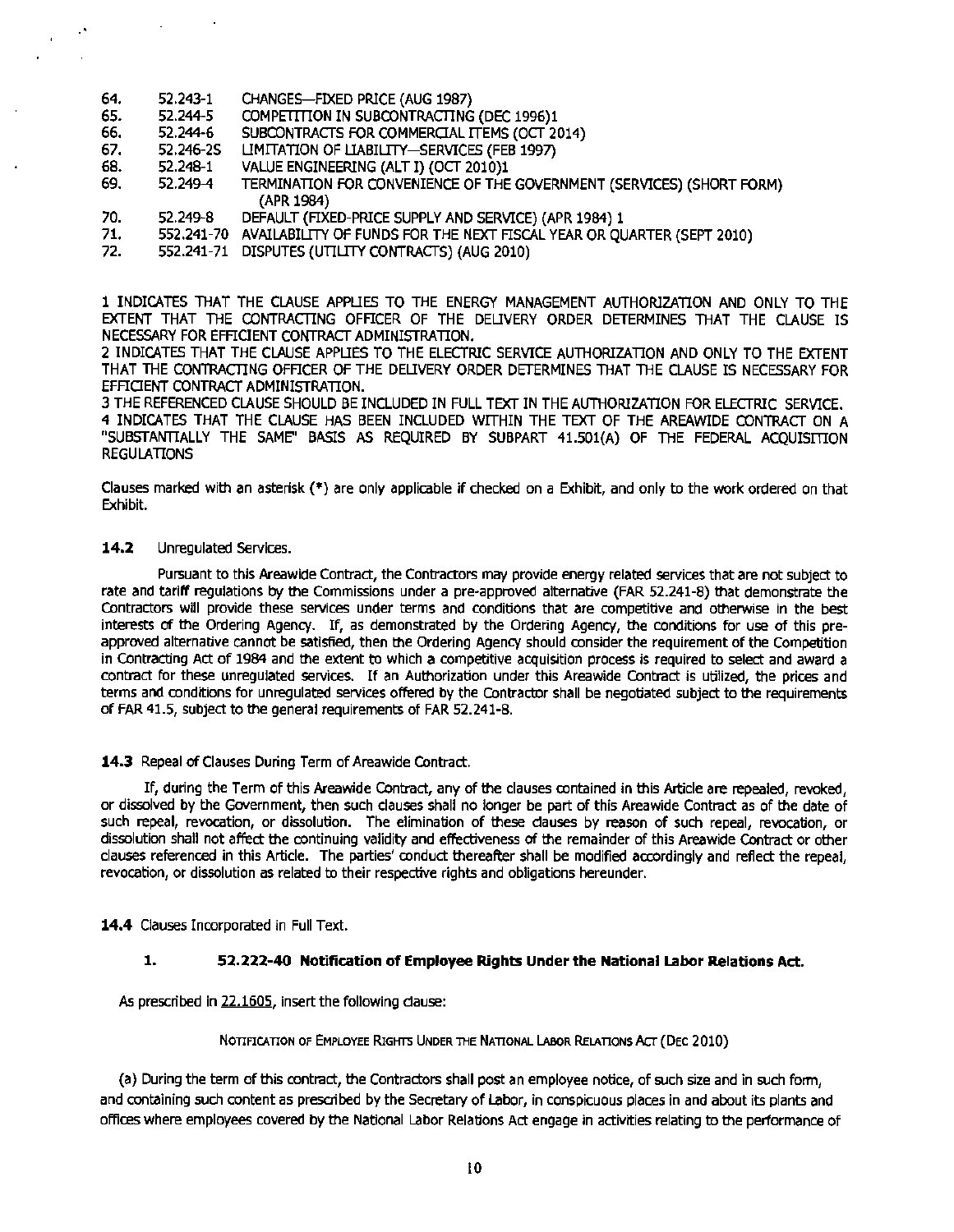64. 52.243-1 CHANGES—FIXED PRICE (AUG 1987)
65. 52.244-5 COMPETITION IN SUBCONTRACTING (DEC 1996)1
66. 52.244-6 SUBCONTRACTS FOR COMMERCIAL ITEMS (OCT 2014)
67. 52.246-25 LIMITATION OF LIABILITY—SERVICES (FEB 1997)
68. 52.248-1 VALUE ENGINEERING (ALT I) (OCT 2010)1
69. 52.249-4 TERMINATION FOR CONVENIENCE OF THE GOVERNMENT (SERVICES) (SHORT FORM) (APR 1984)
70. 52.249-8 DEFAULT (FIXED-PRICE SUPPLY AND SERVICE) (APR 1984) 1
71. 552.241-70 AVAILABILITY OF FUNDS FOR THE NEXT FISCAL YEAR OR QUARTER (SEPT 2010)
72. 552.241-71 DISPUTES (UTILITY CONTRACTS) (AUG 2010)

1 INDICATES THAT THE CLAUSE APPLIES TO THE ENERGY MANAGEMENT AUTHORIZATION AND ONLY TO THE EXTENT THAT THE CONTRACTING OFFICER OF THE DELIVERY ORDER DETERMINES THAT THE CLAUSE IS NECESSARY FOR EFFICIENT CONTRACT ADMINISTRATION.
2 INDICATES THAT THE CLAUSE APPLIES TO THE ELECTRIC SERVICE AUTHORIZATION AND ONLY TO THE EXTENT THAT THE CONTRACTING OFFICER OF THE DELIVERY ORDER DETERMINES THAT THE CLAUSE IS NECESSARY FOR EFFICIENT CONTRACT ADMINISTRATION.
3 THE REFERENCED CLAUSE SHOULD BE INCLUDED IN FULL TEXT IN THE AUTHORIZATION FOR ELECTRIC SERVICE.
4 INDICATES THAT THE CLAUSE HAS BEEN INCLUDED WITHIN THE TEXT OF THE AREAWIDE CONTRACT ON A "SUBSTANTIALLY THE SAME" BASIS AS REQUIRED BY SUBPART 41.501(A) OF THE FEDERAL ACQUISITION REGULATIONS

Clauses marked with an asterisk (*) are only applicable if checked on a Exhibit, and only to the work ordered on that Exhibit.

**14.2** Unregulated Services.

Pursuant to this Areawide Contract, the Contractors may provide energy related services that are not subject to rate and tariff regulations by the Commissions under a pre-approved alternative (FAR 52.241-8) that demonstrate the Contractors will provide these services under terms and conditions that are competitive and otherwise in the best interests of the Ordering Agency. If, as demonstrated by the Ordering Agency, the conditions for use of this pre-approved alternative cannot be satisfied, then the Ordering Agency should consider the requirement of the Competition in Contracting Act of 1984 and the extent to which a competitive acquisition process is required to select and award a contract for these unregulated services. If an Authorization under this Areawide Contract is utilized, the prices and terms and conditions for unregulated services offered by the Contractor shall be negotiated subject to the requirements of FAR 41.5, subject to the general requirements of FAR 52.241-8.

**14.3** Repeal of Clauses During Term of Areawide Contract.

If, during the Term of this Areawide Contract, any of the clauses contained in this Article are repealed, revoked, or dissolved by the Government, then such clauses shall no longer be part of this Areawide Contract as of the date of such repeal, revocation, or dissolution. The elimination of these clauses by reason of such repeal, revocation, or dissolution shall not affect the continuing validity and effectiveness of the remainder of this Areawide Contract or other clauses referenced in this Article. The parties' conduct thereafter shall be modified accordingly and reflect the repeal, revocation, or dissolution as related to their respective rights and obligations hereunder.

**14.4** Clauses Incorporated in Full Text.

**1. 52.222-40 Notification of Employee Rights Under the National Labor Relations Act.**

As prescribed in 22.1605, insert the following clause:

NOTIFICATION OF EMPLOYEE RIGHTS UNDER THE NATIONAL LABOR RELATIONS ACT (DEC 2010)

(a) During the term of this contract, the Contractors shall post an employee notice, of such size and in such form, and containing such content as prescribed by the Secretary of Labor, in conspicuous places in and about its plants and offices where employees covered by the National Labor Relations Act engage in activities relating to the performance of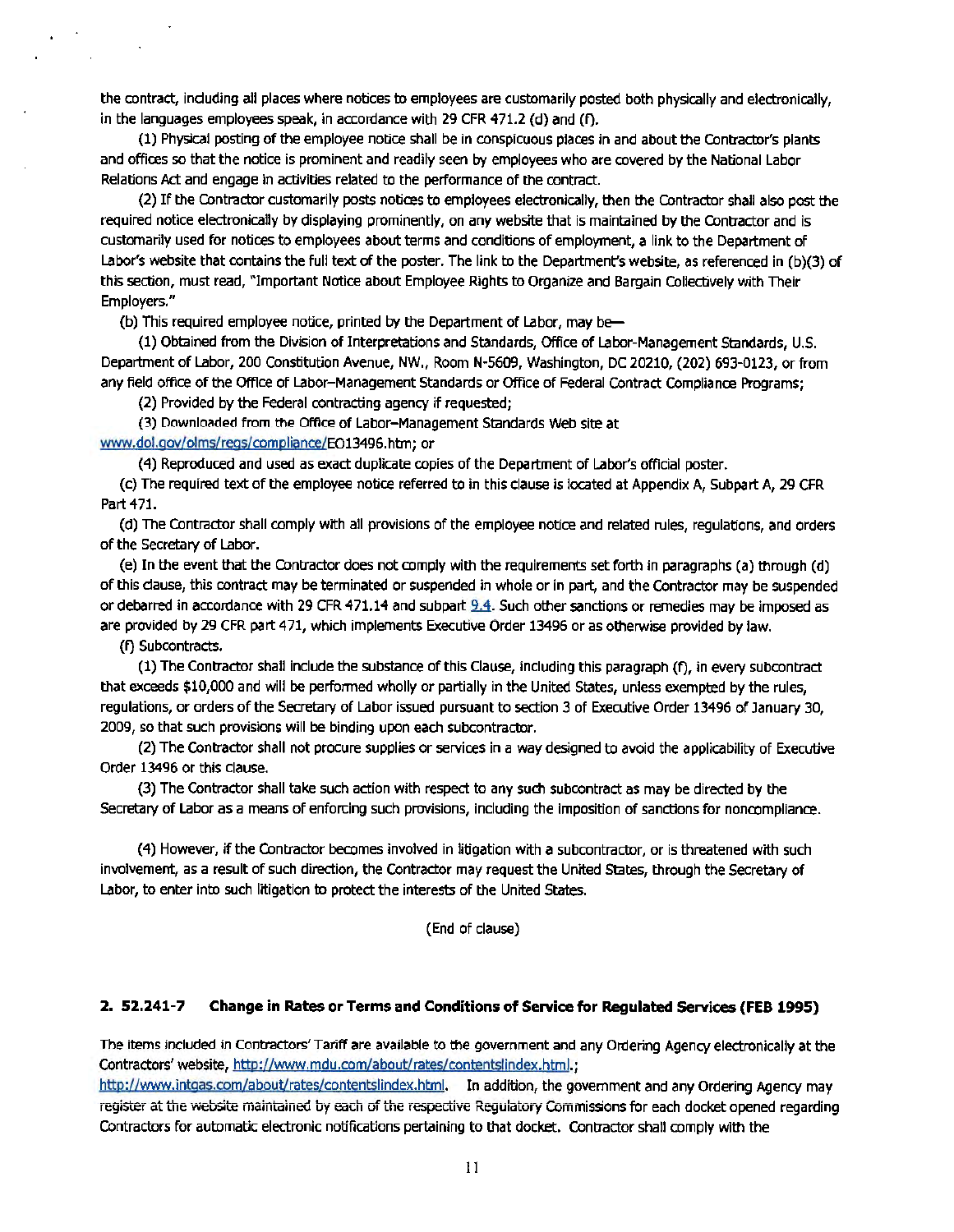the contract, including all places where notices to employees are customarily posted both physically and electronically, in the languages employees speak, in accordance with 29 CFR 471.2 (d) and (f).

(1) Physical posting of the employee notice shall be in conspicuous places in and about the Contractor's plants and offices so that the notice is prominent and readily seen by employees who are covered by the National Labor Relations Act and engage in activities related to the performance of the contract.

(2) If the Contractor customarily posts notices to employees electronically, then the Contractor shall also post the required notice electronically by displaying prominently, on any website that is maintained by the Contractor and is customarily used for notices to employees about terms and conditions of employment, a link to the Department of Labor's website that contains the full text of the poster. The link to the Department's website, as referenced in (b)(3) of this section, must read, "Important Notice about Employee Rights to Organize and Bargain Collectively with Their Employers."

(b) This required employee notice, printed by the Department of Labor, may be—

(1) Obtained from the Division of Interpretations and Standards, Office of Labor-Management Standards, U.S. Department of Labor, 200 Constitution Avenue, NW., Room N-5609, Washington, DC 20210, (202) 693-0123, or from any field office of the Office of Labor–Management Standards or Office of Federal Contract Compliance Programs;

(2) Provided by the Federal contracting agency if requested;

(3) Downloaded from the Office of Labor–Management Standards Web site at www.dol.gov/olms/regs/compliance/EO13496.htm; or

(4) Reproduced and used as exact duplicate copies of the Department of Labor's official poster.

(c) The required text of the employee notice referred to in this clause is located at Appendix A, Subpart A, 29 CFR Part 471.

(d) The Contractor shall comply with all provisions of the employee notice and related rules, regulations, and orders of the Secretary of Labor.

(e) In the event that the Contractor does not comply with the requirements set forth in paragraphs (a) through (d) of this clause, this contract may be terminated or suspended in whole or in part, and the Contractor may be suspended or debarred in accordance with 29 CFR 471.14 and subpart 9.4. Such other sanctions or remedies may be imposed as are provided by 29 CFR part 471, which implements Executive Order 13496 or as otherwise provided by law.

(f) Subcontracts.

(1) The Contractor shall include the substance of this Clause, including this paragraph (f), in every subcontract that exceeds $10,000 and will be performed wholly or partially in the United States, unless exempted by the rules, regulations, or orders of the Secretary of Labor issued pursuant to section 3 of Executive Order 13496 of January 30, 2009, so that such provisions will be binding upon each subcontractor.

(2) The Contractor shall not procure supplies or services in a way designed to avoid the applicability of Executive Order 13496 or this clause.

(3) The Contractor shall take such action with respect to any such subcontract as may be directed by the Secretary of Labor as a means of enforcing such provisions, including the imposition of sanctions for noncompliance.

(4) However, if the Contractor becomes involved in litigation with a subcontractor, or is threatened with such involvement, as a result of such direction, the Contractor may request the United States, through the Secretary of Labor, to enter into such litigation to protect the interests of the United States.

(End of clause)

#### 2. 52.241-7 Change in Rates or Terms and Conditions of Service for Regulated Services (FEB 1995)

The items included in Contractors' Tariff are available to the government and any Ordering Agency electronically at the Contractors' website, http://www.mdu.com/about/rates/contentslindex.html.; http://www.intgas.com/about/rates/contentslindex.html. In addition, the government and any Ordering Agency may register at the website maintained by each of the respective Regulatory Commissions for each docket opened regarding Contractors for automatic electronic notifications pertaining to that docket. Contractor shall comply with the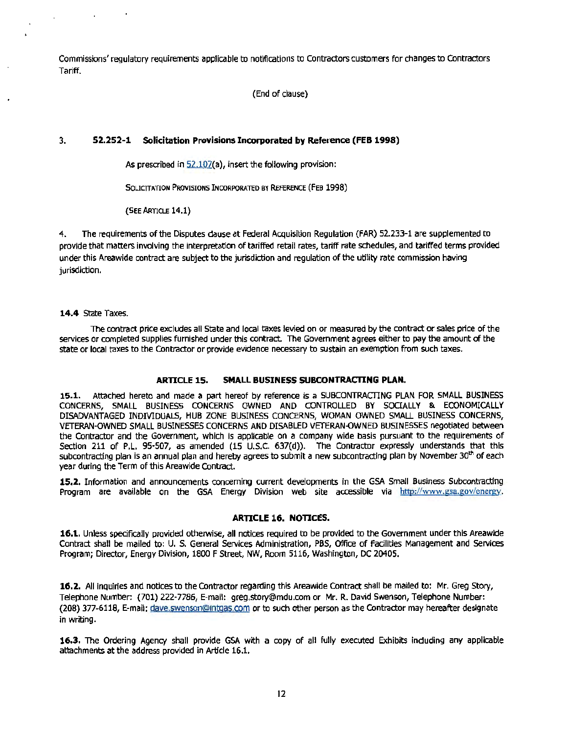Commissions' regulatory requirements applicable to notifications to Contractors customers for changes to Contractors Tariff.

(End of clause)

3. **52.252-1 Solicitation Provisions Incorporated by Reference (FEB 1998)**

As prescribed in 52.107(a), insert the following provision:

SOLICITATION PROVISIONS INCORPORATED BY REFERENCE (FEB 1998)

(SEE ARTICLE 14.1)

4. The requirements of the Disputes clause at Federal Acquisition Regulation (FAR) 52.233-1 are supplemented to provide that matters involving the interpretation of tariffed retail rates, tariff rate schedules, and tariffed terms provided under this Areawide contract are subject to the jurisdiction and regulation of the utility rate commission having jurisdiction.

**14.4** State Taxes.

The contract price excludes all State and local taxes levied on or measured by the contract or sales price of the services or completed supplies furnished under this contract. The Government agrees either to pay the amount of the state or local taxes to the Contractor or provide evidence necessary to sustain an exemption from such taxes.

## ARTICLE 15. SMALL BUSINESS SUBCONTRACTING PLAN.

**15.1.** Attached hereto and made a part hereof by reference is a SUBCONTRACTING PLAN FOR SMALL BUSINESS CONCERNS, SMALL BUSINESS CONCERNS OWNED AND CONTROLLED BY SOCIALLY & ECONOMICALLY DISADVANTAGED INDIVIDUALS, HUB ZONE BUSINESS CONCERNS, WOMAN OWNED SMALL BUSINESS CONCERNS, VETERAN-OWNED SMALL BUSINESSES CONCERNS AND DISABLED VETERAN-OWNED BUSINESSES negotiated between the Contractor and the Government, which is applicable on a company wide basis pursuant to the requirements of Section 211 of P.L. 95-507, as amended (15 U.S.C. 637(d)). The Contractor expressly understands that this subcontracting plan is an annual plan and hereby agrees to submit a new subcontracting plan by November 30th of each year during the Term of this Areawide Contract.

**15.2.** Information and announcements concerning current developments in the GSA Small Business Subcontracting Program are available on the GSA Energy Division web site accessible via http://www.gsa.gov/energy.

## ARTICLE 16. NOTICES.

**16.1.** Unless specifically provided otherwise, all notices required to be provided to the Government under this Areawide Contract shall be mailed to: U. S. General Services Administration, PBS, Office of Facilities Management and Services Program; Director, Energy Division, 1800 F Street, NW, Room 5116, Washington, DC 20405.

**16.2.** All inquiries and notices to the Contractor regarding this Areawide Contract shall be mailed to: Mr. Greg Story, Telephone Number: (701) 222-7786, E-mail: greg.story@mdu.com or Mr. R. David Swenson, Telephone Number: (208) 377-6118, E-mail: dave.swenson@intgas.com or to such other person as the Contractor may hereafter designate in writing.

**16.3.** The Ordering Agency shall provide GSA with a copy of all fully executed Exhibits including any applicable attachments at the address provided in Article 16.1.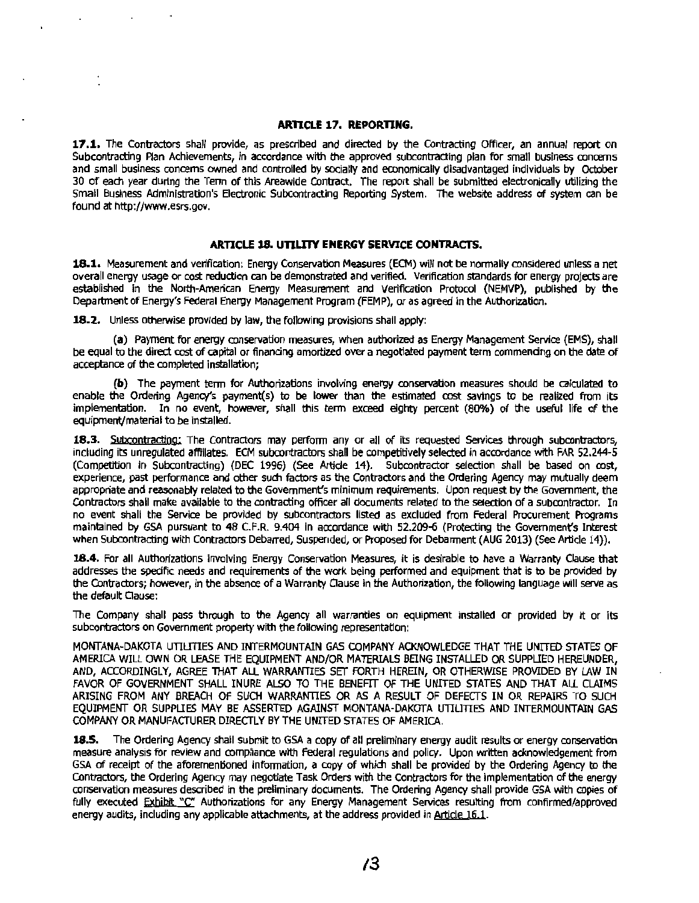**ARTICLE 17. REPORTING.**

**17.1.** The Contractors shall provide, as prescribed and directed by the Contracting Officer, an annual report on Subcontracting Plan Achievements, in accordance with the approved subcontracting plan for small business concerns and small business concerns owned and controlled by socially and economically disadvantaged individuals by October 30 of each year during the Term of this Areawide Contract. The report shall be submitted electronically utilizing the Small Business Administration's Electronic Subcontracting Reporting System. The website address of system can be found at http://www.esrs.gov.

**ARTICLE 18. UTILITY ENERGY SERVICE CONTRACTS.**

**18.1.** Measurement and verification: Energy Conservation Measures (ECM) will not be normally considered unless a net overall energy usage or cost reduction can be demonstrated and verified. Verification standards for energy projects are established in the North-American Energy Measurement and Verification Protocol (NEMVP), published by the Department of Energy's Federal Energy Management Program (FEMP), or as agreed in the Authorization.

**18.2.** Unless otherwise provided by law, the following provisions shall apply:

**(a)** Payment for energy conservation measures, when authorized as Energy Management Service (EMS), shall be equal to the direct cost of capital or financing amortized over a negotiated payment term commencing on the date of acceptance of the completed installation;

**(b)** The payment term for Authorizations involving energy conservation measures should be calculated to enable the Ordering Agency's payment(s) to be lower than the estimated cost savings to be realized from its implementation. In no event, however, shall this term exceed eighty percent (80%) of the useful life of the equipment/material to be installed.

**18.3.** Subcontracting: The Contractors may perform any or all of its requested Services through subcontractors, including its unregulated affiliates. ECM subcontractors shall be competitively selected in accordance with FAR 52.244-5 (Competition in Subcontracting) (DEC 1996) (See Article 14). Subcontractor selection shall be based on cost, experience, past performance and other such factors as the Contractors and the Ordering Agency may mutually deem appropriate and reasonably related to the Government's minimum requirements. Upon request by the Government, the Contractors shall make available to the contracting officer all documents related to the selection of a subcontractor. In no event shall the Service be provided by subcontractors listed as excluded from Federal Procurement Programs maintained by GSA pursuant to 48 C.F.R. 9.404 in accordance with 52.209-6 (Protecting the Government's Interest when Subcontracting with Contractors Debarred, Suspended, or Proposed for Debarment (AUG 2013) (See Article 14)).

**18.4.** For all Authorizations involving Energy Conservation Measures, it is desirable to have a Warranty Clause that addresses the specific needs and requirements of the work being performed and equipment that is to be provided by the Contractors; however, in the absence of a Warranty Clause in the Authorization, the following language will serve as the default Clause:

The Company shall pass through to the Agency all warranties on equipment installed or provided by it or its subcontractors on Government property with the following representation:

MONTANA-DAKOTA UTILITIES AND INTERMOUNTAIN GAS COMPANY ACKNOWLEDGE THAT THE UNITED STATES OF AMERICA WILL OWN OR LEASE THE EQUIPMENT AND/OR MATERIALS BEING INSTALLED OR SUPPLIED HEREUNDER, AND, ACCORDINGLY, AGREE THAT ALL WARRANTIES SET FORTH HEREIN, OR OTHERWISE PROVIDED BY LAW IN FAVOR OF GOVERNMENT SHALL INURE ALSO TO THE BENEFIT OF THE UNITED STATES AND THAT ALL CLAIMS ARISING FROM ANY BREACH OF SUCH WARRANTIES OR AS A RESULT OF DEFECTS IN OR REPAIRS TO SUCH EQUIPMENT OR SUPPLIES MAY BE ASSERTED AGAINST MONTANA-DAKOTA UTILITIES AND INTERMOUNTAIN GAS COMPANY OR MANUFACTURER DIRECTLY BY THE UNITED STATES OF AMERICA.

**18.5.** The Ordering Agency shall submit to GSA a copy of all preliminary energy audit results or energy conservation measure analysis for review and compliance with Federal regulations and policy. Upon written acknowledgement from GSA of receipt of the aforementioned information, a copy of which shall be provided by the Ordering Agency to the Contractors, the Ordering Agency may negotiate Task Orders with the Contractors for the implementation of the energy conservation measures described in the preliminary documents. The Ordering Agency shall provide GSA with copies of fully executed Exhibit "C" Authorizations for any Energy Management Services resulting from confirmed/approved energy audits, including any applicable attachments, at the address provided in Article 16.1.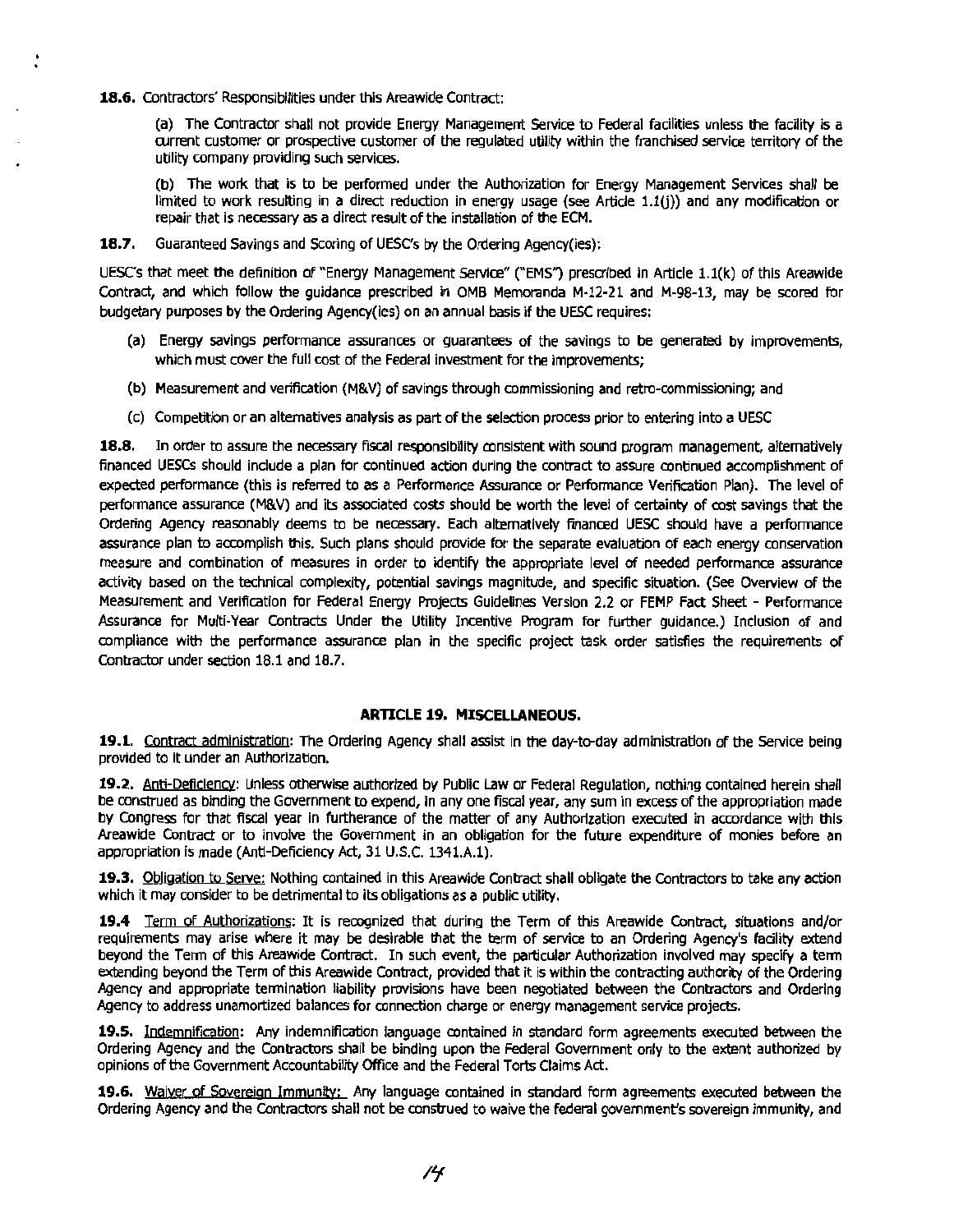**18.6.** Contractors' Responsibilities under this Areawide Contract:

(a) The Contractor shall not provide Energy Management Service to Federal facilities unless the facility is a current customer or prospective customer of the regulated utility within the franchised service territory of the utility company providing such services.

(b) The work that is to be performed under the Authorization for Energy Management Services shall be limited to work resulting in a direct reduction in energy usage (see Article 1.1(j)) and any modification or repair that is necessary as a direct result of the installation of the ECM.

**18.7.** Guaranteed Savings and Scoring of UESC's by the Ordering Agency(ies):

UESC's that meet the definition of "Energy Management Service" ("EMS") prescribed in Article 1.1(k) of this Areawide Contract, and which follow the guidance prescribed in OMB Memoranda M-12-21 and M-98-13, may be scored for budgetary purposes by the Ordering Agency(ies) on an annual basis if the UESC requires:

(a) Energy savings performance assurances or guarantees of the savings to be generated by improvements, which must cover the full cost of the Federal investment for the improvements;

(b) Measurement and verification (M&V) of savings through commissioning and retro-commissioning; and

(c) Competition or an alternatives analysis as part of the selection process prior to entering into a UESC

**18.8.** In order to assure the necessary fiscal responsibility consistent with sound program management, alternatively financed UESCs should include a plan for continued action during the contract to assure continued accomplishment of expected performance (this is referred to as a Performance Assurance or Performance Verification Plan). The level of performance assurance (M&V) and its associated costs should be worth the level of certainty of cost savings that the Ordering Agency reasonably deems to be necessary. Each alternatively financed UESC should have a performance assurance plan to accomplish this. Such plans should provide for the separate evaluation of each energy conservation measure and combination of measures in order to identify the appropriate level of needed performance assurance activity based on the technical complexity, potential savings magnitude, and specific situation. (See Overview of the Measurement and Verification for Federal Energy Projects Guidelines Version 2.2 or FEMP Fact Sheet - Performance Assurance for Multi-Year Contracts Under the Utility Incentive Program for further guidance.) Inclusion of and compliance with the performance assurance plan in the specific project task order satisfies the requirements of Contractor under section 18.1 and 18.7.

## ARTICLE 19. MISCELLANEOUS.

**19.1.** Contract administration: The Ordering Agency shall assist in the day-to-day administration of the Service being provided to it under an Authorization.

**19.2.** Anti-Deficiency: Unless otherwise authorized by Public Law or Federal Regulation, nothing contained herein shall be construed as binding the Government to expend, in any one fiscal year, any sum in excess of the appropriation made by Congress for that fiscal year in furtherance of the matter of any Authorization executed in accordance with this Areawide Contract or to involve the Government in an obligation for the future expenditure of monies before an appropriation is made (Anti-Deficiency Act, 31 U.S.C. 1341.A.1).

**19.3.** Obligation to Serve: Nothing contained in this Areawide Contract shall obligate the Contractors to take any action which it may consider to be detrimental to its obligations as a public utility.

**19.4** Term of Authorizations: It is recognized that during the Term of this Areawide Contract, situations and/or requirements may arise where it may be desirable that the term of service to an Ordering Agency's facility extend beyond the Term of this Areawide Contract. In such event, the particular Authorization involved may specify a term extending beyond the Term of this Areawide Contract, provided that it is within the contracting authority of the Ordering Agency and appropriate termination liability provisions have been negotiated between the Contractors and Ordering Agency to address unamortized balances for connection charge or energy management service projects.

**19.5.** Indemnification: Any indemnification language contained in standard form agreements executed between the Ordering Agency and the Contractors shall be binding upon the Federal Government only to the extent authorized by opinions of the Government Accountability Office and the Federal Torts Claims Act.

**19.6.** Waiver of Sovereign Immunity: Any language contained in standard form agreements executed between the Ordering Agency and the Contractors shall not be construed to waive the federal government's sovereign immunity, and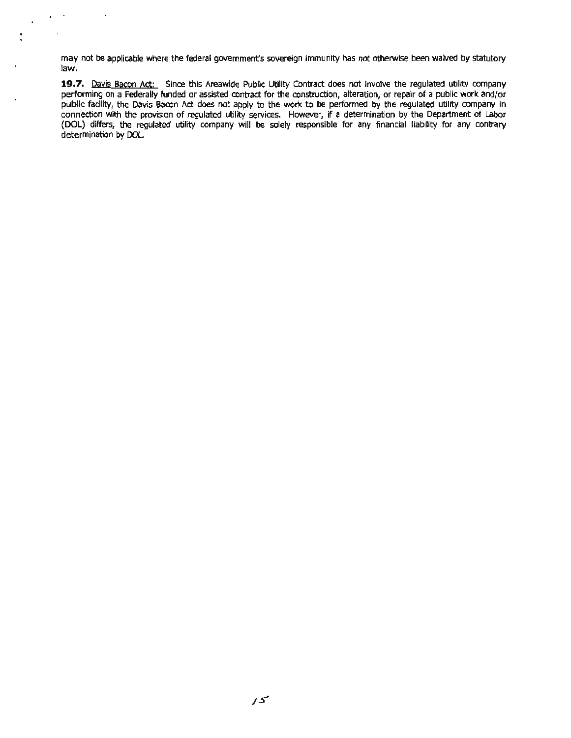may not be applicable where the federal government's sovereign immunity has *not* otherwise been waived by statutory law.

**19.7.** Davis Bacon Act: Since this Areawide Public Utility Contract does not involve the regulated utility company performing on a Federally funded or assisted contract for the construction, alteration, or repair of a public work and/or public facility, the Davis Bacon Act does *not* apply to the work to be performed by the regulated utility company in connection with the provision of regulated utility services. However, if a determination by the Department of Labor (DOL) differs, the regulated utility company will be solely responsible for any financial liability for any contrary determination by DOL.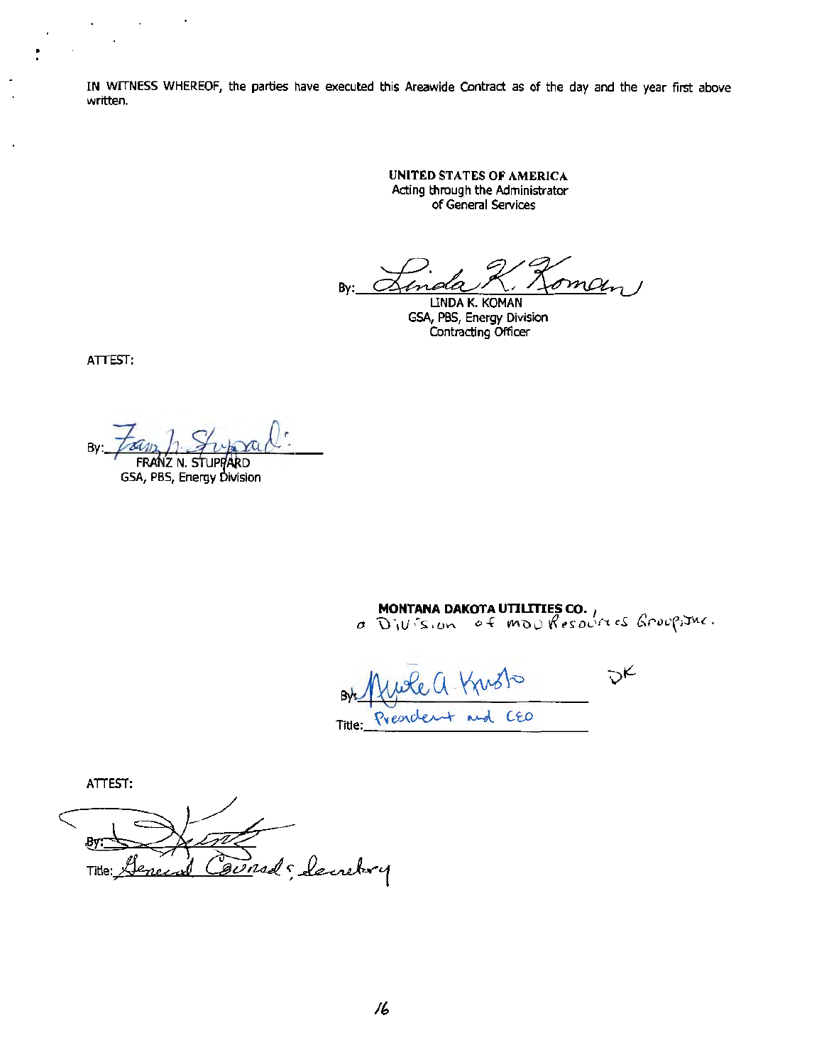IN WITNESS WHEREOF, the parties have executed this Areawide Contract as of the day and the year first above written.

**UNITED STATES OF AMERICA**
Acting through the Administrator
of General Services

By: Linda K. Koman
LINDA K. KOMAN
GSA, PBS, Energy Division
Contracting Officer

ATTEST:

By: Franz N. Stuppard
FRANZ N. STUPPARD
GSA, PBS, Energy Division

**MONTANA DAKOTA UTILITIES CO.**, a Division of MDU Resources Group, Inc.

By: Nicole A. Kivisto DK
Title: President and CEO

ATTEST:

By: 
Title: General Counsel & Secretary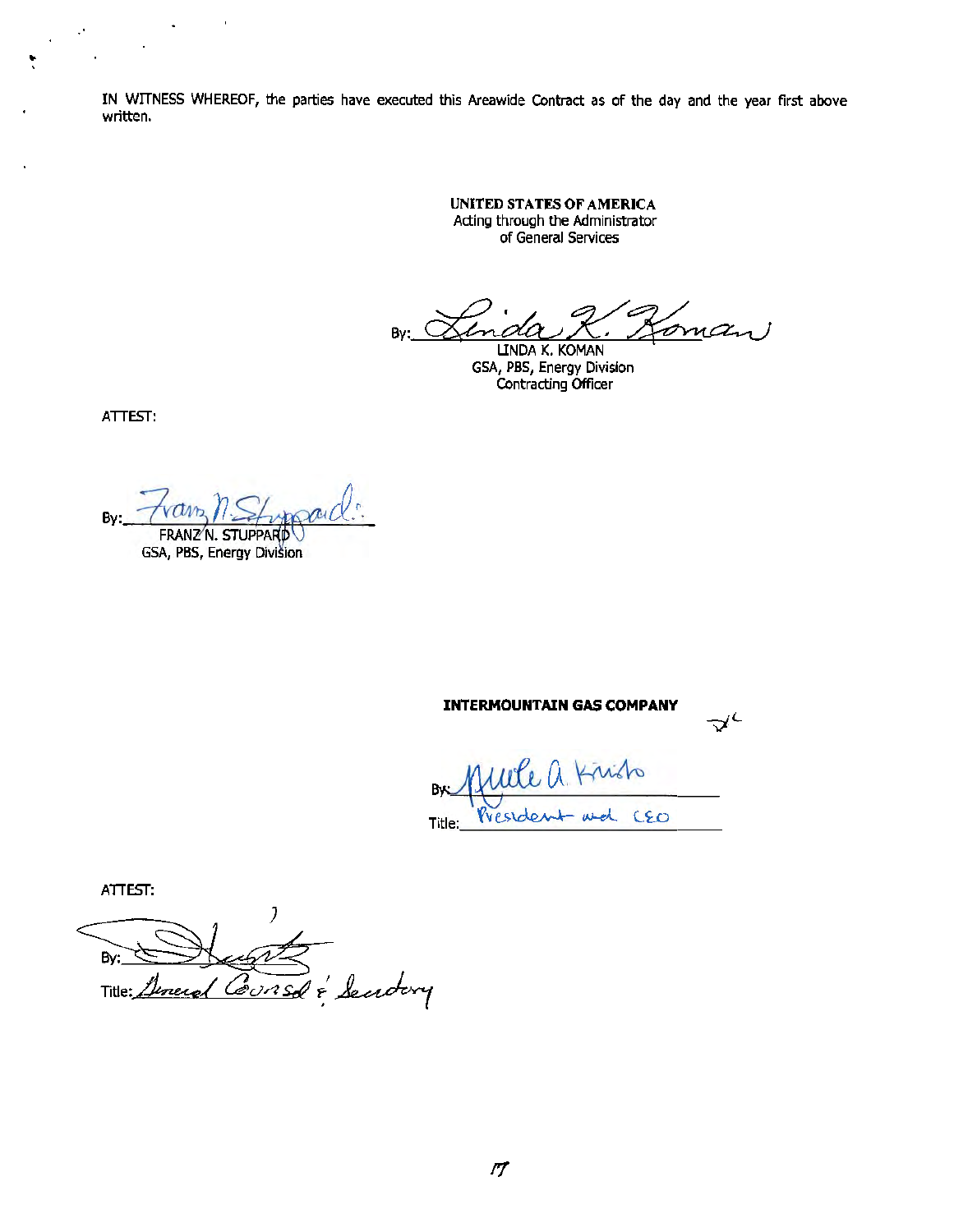IN WITNESS WHEREOF, the parties have executed this Areawide Contract as of the day and the year first above written.

**UNITED STATES OF AMERICA**
Acting through the Administrator
of General Services

By: Linda K. Koman
LINDA K. KOMAN
GSA, PBS, Energy Division
Contracting Officer

ATTEST:

By: Franz N. Stuppard
FRANZ N. STUPPARD
GSA, PBS, Energy Division

**INTERMOUNTAIN GAS COMPANY**

By: Merle A. Kristo
Title: President and CEO

ATTEST:

By: _______________
Title: General Counsel & Secretary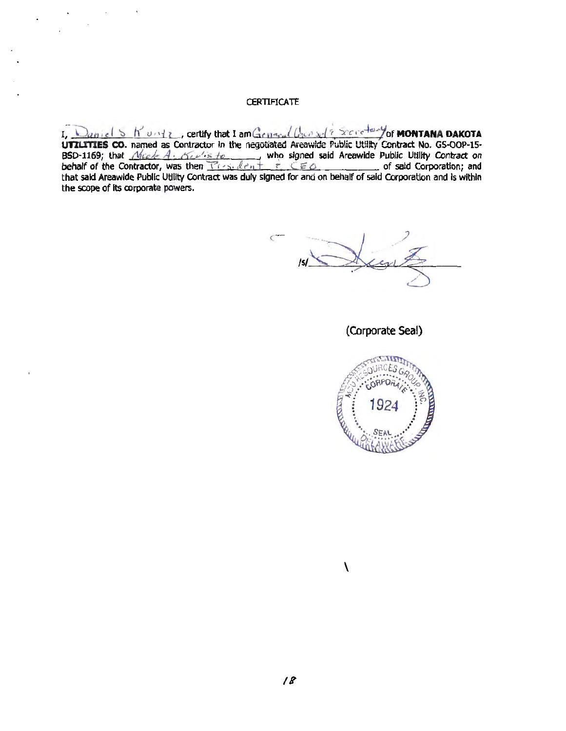CERTIFICATE

I, Daniel S Kuntz, certify that I am General Counsel & Secretary of **MONTANA DAKOTA UTILITIES CO.** named as Contractor in the negotiated Areawide Public Utility Contract No. GS-OOP-15-BSD-1169; that Mark A. Chiste, who signed said Areawide Public Utility Contract on behalf of the Contractor, was then President & CEO of said Corporation; and that said Areawide Public Utility Contract was duly signed for and on behalf of said Corporation and is within the scope of its corporate powers.

/s/ 

(Corporate Seal)

MDU RESOURCES GROUP, INC. CORPORATE SEAL 1924 DELAWARE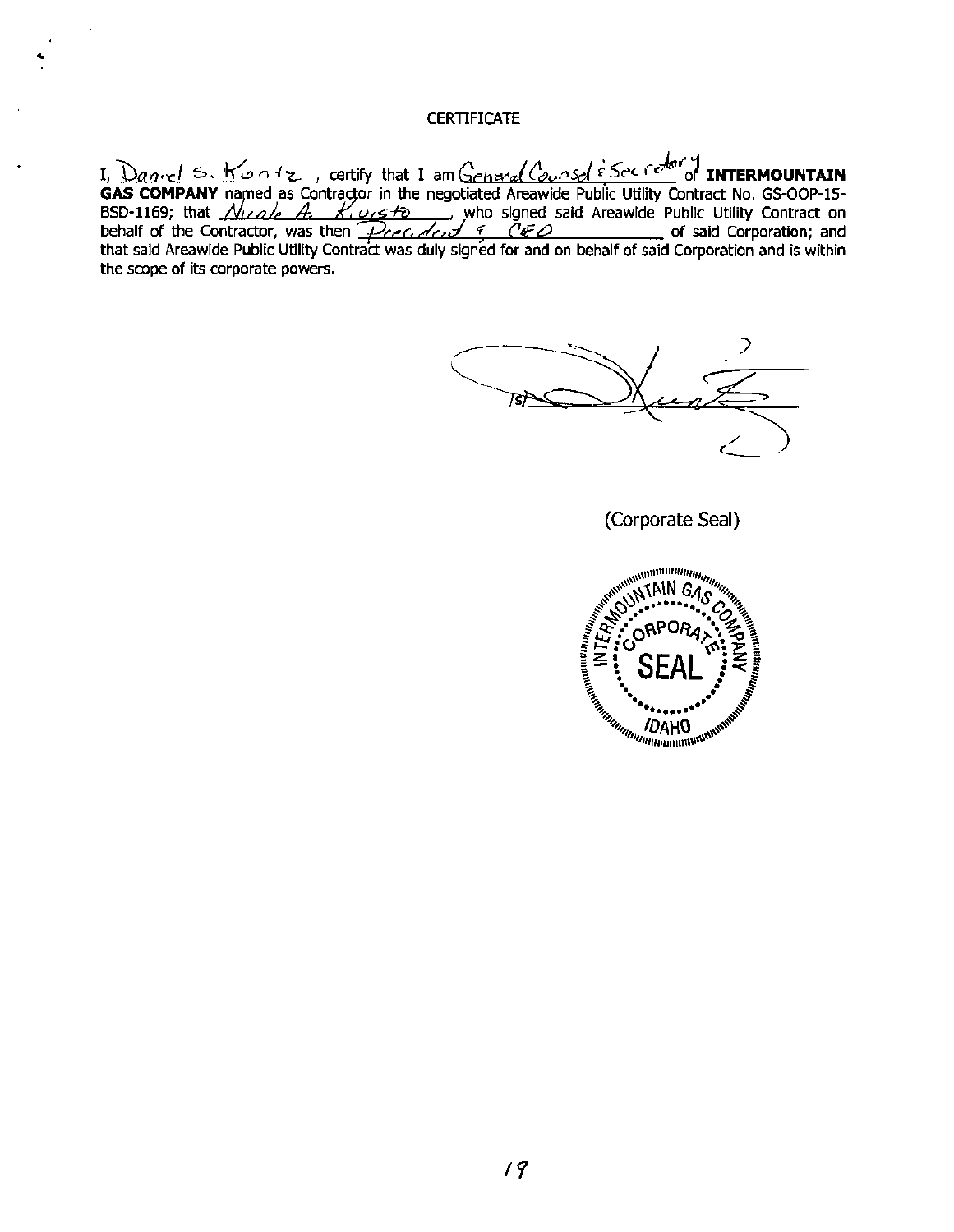# CERTIFICATE

I, Daniel S. Kontz, certify that I am General Counsel & Secretary of **INTERMOUNTAIN GAS COMPANY** named as Contractor in the negotiated Areawide Public Utility Contract No. GS-OOP-15-BSD-1169; that Nicole A. Kivisto, who signed said Areawide Public Utility Contract on behalf of the Contractor, was then President & CEO of said Corporation; and that said Areawide Public Utility Contract was duly signed for and on behalf of said Corporation and is within the scope of its corporate powers.

/s/

(Corporate Seal)

INTERMOUNTAIN GAS COMPANY CORPORATE SEAL IDAHO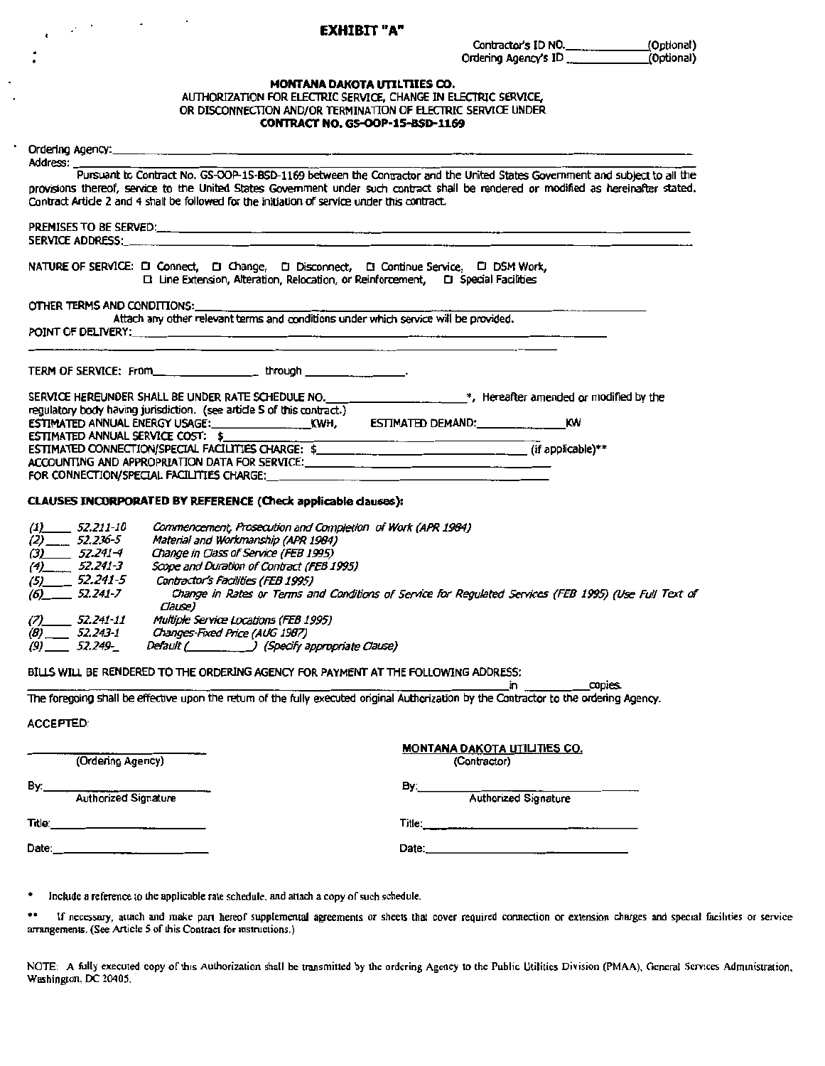# EXHIBIT "A"

Contractor's ID NO.____________(Optional)
Ordering Agency's ID ____________(Optional)

**MONTANA DAKOTA UTILTIIES CO.**
AUTHORIZATION FOR ELECTRIC SERVICE, CHANGE IN ELECTRIC SERVICE, OR DISCONNECTION AND/OR TERMINATION OF ELECTRIC SERVICE UNDER
**CONTRACT NO. GS-OOP-15-BSD-1169**

Ordering Agency:____________________________________________

Address: ____________________________________________

Pursuant to Contract No. GS-OOP-15-BSD-1169 between the Contractor and the United States Government and subject to all the provisions thereof, service to the United States Government under such contract shall be rendered or modified as hereinafter stated. Contract Article 2 and 4 shall be followed for the initiation of service under this contract.

PREMISES TO BE SERVED:____________________________________________

SERVICE ADDRESS:____________________________________________

NATURE OF SERVICE: ☐ Connect, ☐ Change, ☐ Disconnect, ☐ Continue Service, ☐ DSM Work, ☐ Line Extension, Alteration, Relocation, or Reinforcement, ☐ Special Facilities

OTHER TERMS AND CONDITIONS:____________________________________________
Attach any other relevant terms and conditions under which service will be provided.

POINT OF DELIVERY:____________________________________________

TERM OF SERVICE: From______________ through ______________.

SERVICE HEREUNDER SHALL BE UNDER RATE SCHEDULE NO.__________________*, Hereafter amended or modified by the regulatory body having jurisdiction. (see article 5 of this contract.)

ESTIMATED ANNUAL ENERGY USAGE:______________KWH, ESTIMATED DEMAND:______________KW

ESTIMATED ANNUAL SERVICE COST: $______________

ESTIMATED CONNECTION/SPECIAL FACILITIES CHARGE: $______________ (if applicable)**

ACCOUNTING AND APPROPRIATION DATA FOR SERVICE:______________

FOR CONNECTION/SPECIAL FACILITIES CHARGE:______________

**CLAUSES INCORPORATED BY REFERENCE (Check applicable clauses):**

*(1)____ 52.211-10* *Commencement, Prosecution and Completion of Work (APR 1984)*
*(2)____ 52.236-5* *Material and Workmanship (APR 1984)*
*(3)____ 52.241-4* *Change in Class of Service (FEB 1995)*
*(4)____ 52.241-3* *Scope and Duration of Contract (FEB 1995)*
*(5)____ 52.241-5* *Contractor's Facilities (FEB 1995)*
*(6)____ 52.241-7* *Change in Rates or Terms and Conditions of Service for Regulated Services (FEB 1995) (Use Full Text of Clause)*
*(7)____ 52.241-11* *Multiple Service Locations (FEB 1995)*
*(8)____ 52.243-1* *Changes-Fixed Price (AUG 1987)*
*(9)____ 52.249-_* *Default (__________) (Specify appropriate Clause)*

BILLS WILL BE RENDERED TO THE ORDERING AGENCY FOR PAYMENT AT THE FOLLOWING ADDRESS:
____________________________________________ in __________ copies.

The foregoing shall be effective upon the return of the fully executed original Authorization by the Contractor to the ordering Agency.

ACCEPTED:

| ______________________ (Ordering Agency) | **MONTANA DAKOTA UTILITIES CO.** (Contractor) |
|---|---|
| By:______________________ Authorized Signature | By:______________________ Authorized Signature |
| Title:______________________ | Title:______________________ |
| Date:______________________ | Date:______________________ |

\* Include a reference to the applicable rate schedule, and attach a copy of such schedule.

\*\* If necessary, attach and make part hereof supplemental agreements or sheets that cover required connection or extension charges and special facilities or service arrangements. (See Article 5 of this Contract for instructions.)

NOTE: A fully executed copy of this Authorization shall be transmitted by the ordering Agency to the Public Utilities Division (PMAA), General Services Administration, Washington, DC 20405.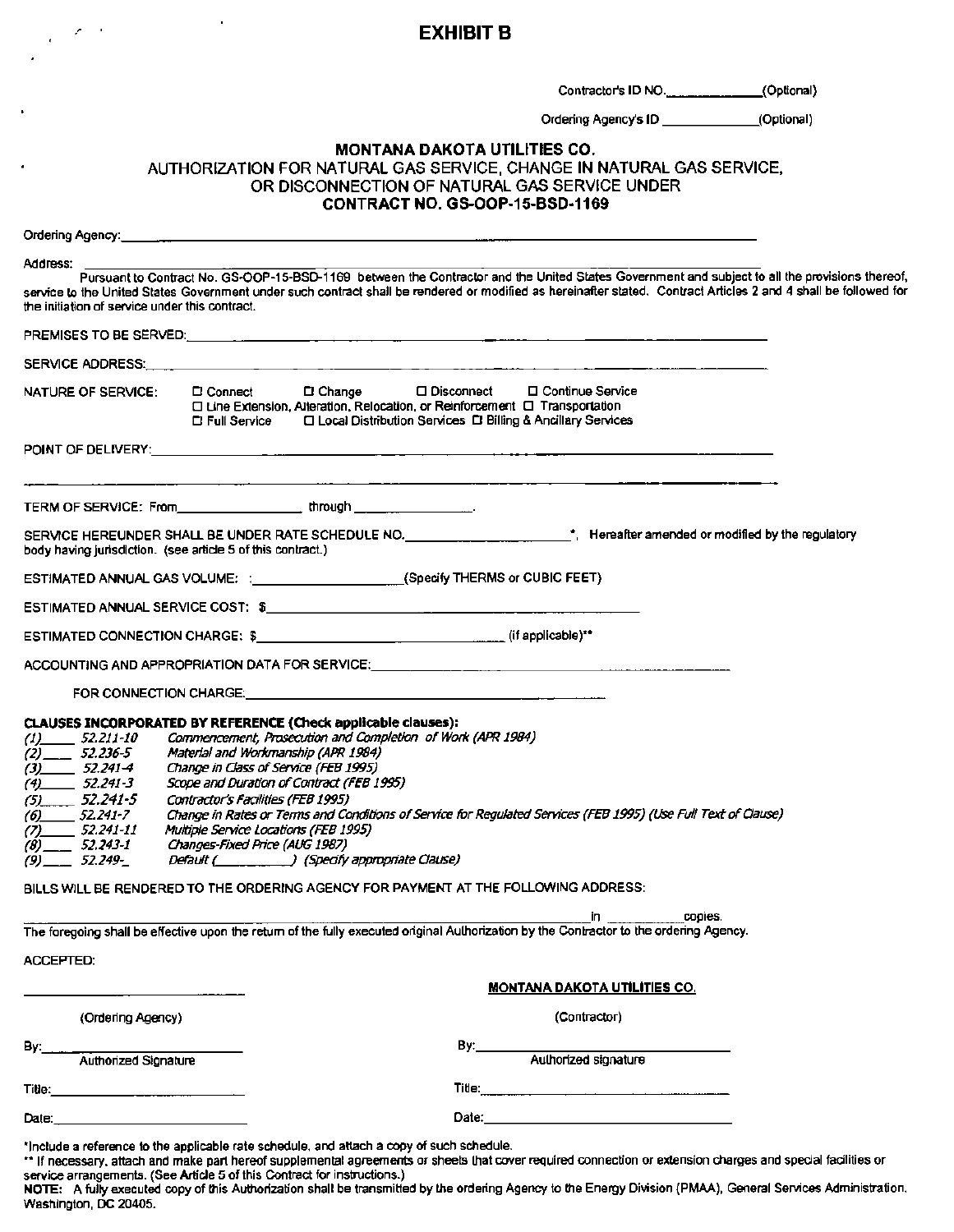# EXHIBIT B

Contractor's ID NO.______________(Optional)

Ordering Agency's ID ______________(Optional)

**MONTANA DAKOTA UTILITIES CO.**

AUTHORIZATION FOR NATURAL GAS SERVICE, CHANGE IN NATURAL GAS SERVICE, OR DISCONNECTION OF NATURAL GAS SERVICE UNDER

**CONTRACT NO. GS-OOP-15-BSD-1169**

Ordering Agency:_______________________________________________

Address: _______________________________________________

Pursuant to Contract No. GS-OOP-15-BSD-1169 between the Contractor and the United States Government and subject to all the provisions thereof, service to the United States Government under such contract shall be rendered or modified as hereinafter stated. Contract Articles 2 and 4 shall be followed for the initiation of service under this contract.

PREMISES TO BE SERVED:_______________________________________________

SERVICE ADDRESS:_______________________________________________

NATURE OF SERVICE: ☐ Connect ☐ Change ☐ Disconnect ☐ Continue Service
☐ Line Extension, Alteration, Relocation, or Reinforcement ☐ Transportation
☐ Full Service ☐ Local Distribution Services ☐ Billing & Ancillary Services

POINT OF DELIVERY:_______________________________________________

_______________________________________________

TERM OF SERVICE: From_________________ through _________________.

SERVICE HEREUNDER SHALL BE UNDER RATE SCHEDULE NO.______________________*, Hereafter amended or modified by the regulatory body having jurisdiction. (see article 5 of this contract.)

ESTIMATED ANNUAL GAS VOLUME: :____________________(Specify THERMS or CUBIC FEET)

ESTIMATED ANNUAL SERVICE COST: $_______________________________________________

ESTIMATED CONNECTION CHARGE: $__________________________________ (if applicable)**

ACCOUNTING AND APPROPRIATION DATA FOR SERVICE:_______________________________________________

FOR CONNECTION CHARGE:_______________________________________________

**CLAUSES INCORPORATED BY REFERENCE (Check applicable clauses):**

*(1)_____ 52.211-10 Commencement, Prosecution and Completion of Work (APR 1984)*
*(2)_____ 52.236-5 Material and Workmanship (APR 1984)*
*(3)_____ 52.241-4 Change in Class of Service (FEB 1995)*
*(4)_____ 52.241-3 Scope and Duration of Contract (FEB 1995)*
*(5)_____ 52.241-5 Contractor's Facilities (FEB 1995)*
*(6)_____ 52.241-7 Change in Rates or Terms and Conditions of Service for Regulated Services (FEB 1995) (Use Full Text of Clause)*
*(7)_____ 52.241-11 Multiple Service Locations (FEB 1995)*
*(8)_____ 52.243-1 Changes-Fixed Price (AUG 1987)*
*(9)_____ 52.249-_ Default (__________) (Specify appropriate Clause)*

BILLS WILL BE RENDERED TO THE ORDERING AGENCY FOR PAYMENT AT THE FOLLOWING ADDRESS:

_______________________________________________ in __________ copies.

The foregoing shall be effective upon the return of the fully executed original Authorization by the Contractor to the ordering Agency.

ACCEPTED:

| | |
|---|---|
| _______________________ | **MONTANA DAKOTA UTILITIES CO.** |
| (Ordering Agency) | (Contractor) |
| By:_______________________ Authorized Signature | By:_______________________ Authorized signature |
| Title:_______________________ | Title:_______________________ |
| Date:_______________________ | Date:_______________________ |

*Include a reference to the applicable rate schedule, and attach a copy of such schedule.

** If necessary, attach and make part hereof supplemental agreements or sheets that cover required connection or extension charges and special facilities or service arrangements. (See Article 5 of this Contract for instructions.)

**NOTE:** A fully executed copy of this Authorization shall be transmitted by the ordering Agency to the Energy Division (PMAA), General Services Administration, Washington, DC 20405.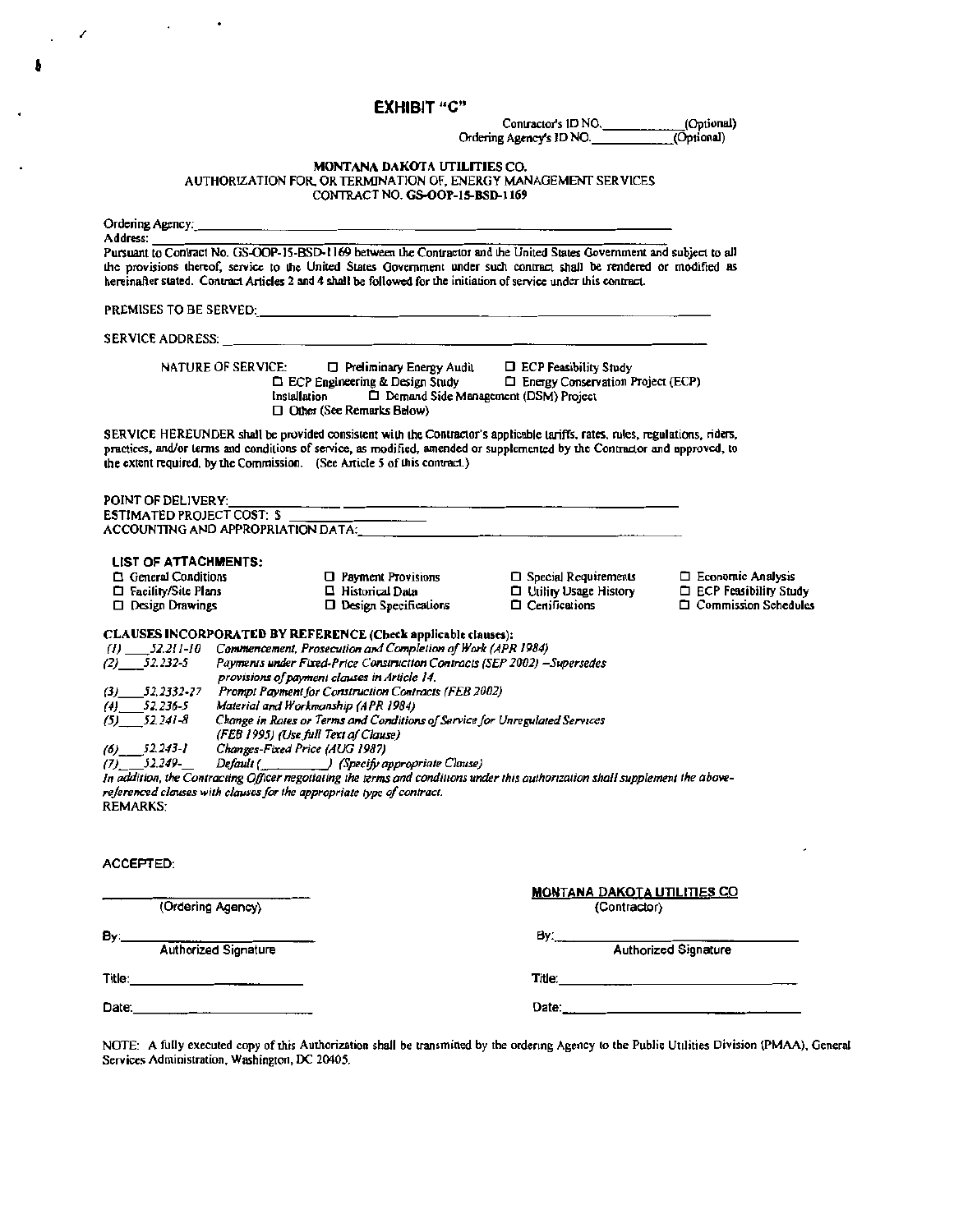# EXHIBIT "C"

Contractor's ID NO.____________(Optional)
Ordering Agency's ID NO.____________(Optional)

**MONTANA DAKOTA UTILITIES CO.**
AUTHORIZATION FOR, OR TERMINATION OF, ENERGY MANAGEMENT SERVICES
CONTRACT NO. **GS-OOP-15-BSD-1169**

Ordering Agency:______________________________________________
Address:______________________________________________

Pursuant to Contract No. GS-OOP-15-BSD-1169 between the Contractor and the United States Government and subject to all the provisions thereof, service to the United States Government under such contract shall be rendered or modified as hereinafter stated. Contract Articles 2 and 4 shall be followed for the initiation of service under this contract.

PREMISES TO BE SERVED:______________________________________________

SERVICE ADDRESS:______________________________________________

NATURE OF SERVICE:
- ☐ Preliminary Energy Audit
- ☐ ECP Feasibility Study
- ☐ ECP Engineering & Design Study
- ☐ Energy Conservation Project (ECP) Installation
- ☐ Demand Side Management (DSM) Project
- ☐ Other (See Remarks Below)

SERVICE HEREUNDER shall be provided consistent with the Contractor's applicable tariffs, rates, rules, regulations, riders, practices, and/or terms and conditions of service, as modified, amended or supplemented by the Contractor and approved, to the extent required, by the Commission. (See Article 5 of this contract.)

POINT OF DELIVERY:______________________________________________
ESTIMATED PROJECT COST: $______________
ACCOUNTING AND APPROPRIATION DATA:______________________________________________

**LIST OF ATTACHMENTS:**

| | | | |
|---|---|---|---|
| ☐ General Conditions | ☐ Payment Provisions | ☐ Special Requirements | ☐ Economic Analysis |
| ☐ Facility/Site Plans | ☐ Historical Data | ☐ Utility Usage History | ☐ ECP Feasibility Study |
| ☐ Design Drawings | ☐ Design Specifications | ☐ Certifications | ☐ Commission Schedules |

**CLAUSES INCORPORATED BY REFERENCE (Check applicable clauses):**

*(1)*____*52.211-10* *Commencement, Prosecution and Completion of Work (APR 1984)*
*(2)*____*52.232-5* *Payments under Fixed-Price Construction Contracts (SEP 2002) –Supersedes provisions of payment clauses in Article 14.*
*(3)*____*52.2332-27* *Prompt Payment for Construction Contracts (FEB 2002)*
*(4)*____*52.236-5* *Material and Workmanship (APR 1984)*
*(5)*____*52.241-8* *Change in Rates or Terms and Conditions of Service for Unregulated Services (FEB 1995) (Use full Text of Clause)*
*(6)*____*52.243-1* *Changes-Fixed Price (AUG 1987)*
*(7)*____*52.249-*__ *Default (__________) (Specify appropriate Clause)*

*In addition, the Contracting Officer negotiating the terms and conditions under this authorization shall supplement the above-referenced clauses with clauses for the appropriate type of contract.*

REMARKS:

ACCEPTED:

| | |
|---|---|
| ______________________ (Ordering Agency) | **MONTANA DAKOTA UTILITIES CO** (Contractor) |
| By:______________________ Authorized Signature | By:______________________ Authorized Signature |
| Title:______________________ | Title:______________________ |
| Date:______________________ | Date:______________________ |

NOTE: A fully executed copy of this Authorization shall be transmitted by the ordering Agency to the Public Utilities Division (PMAA), General Services Administration, Washington, DC 20405.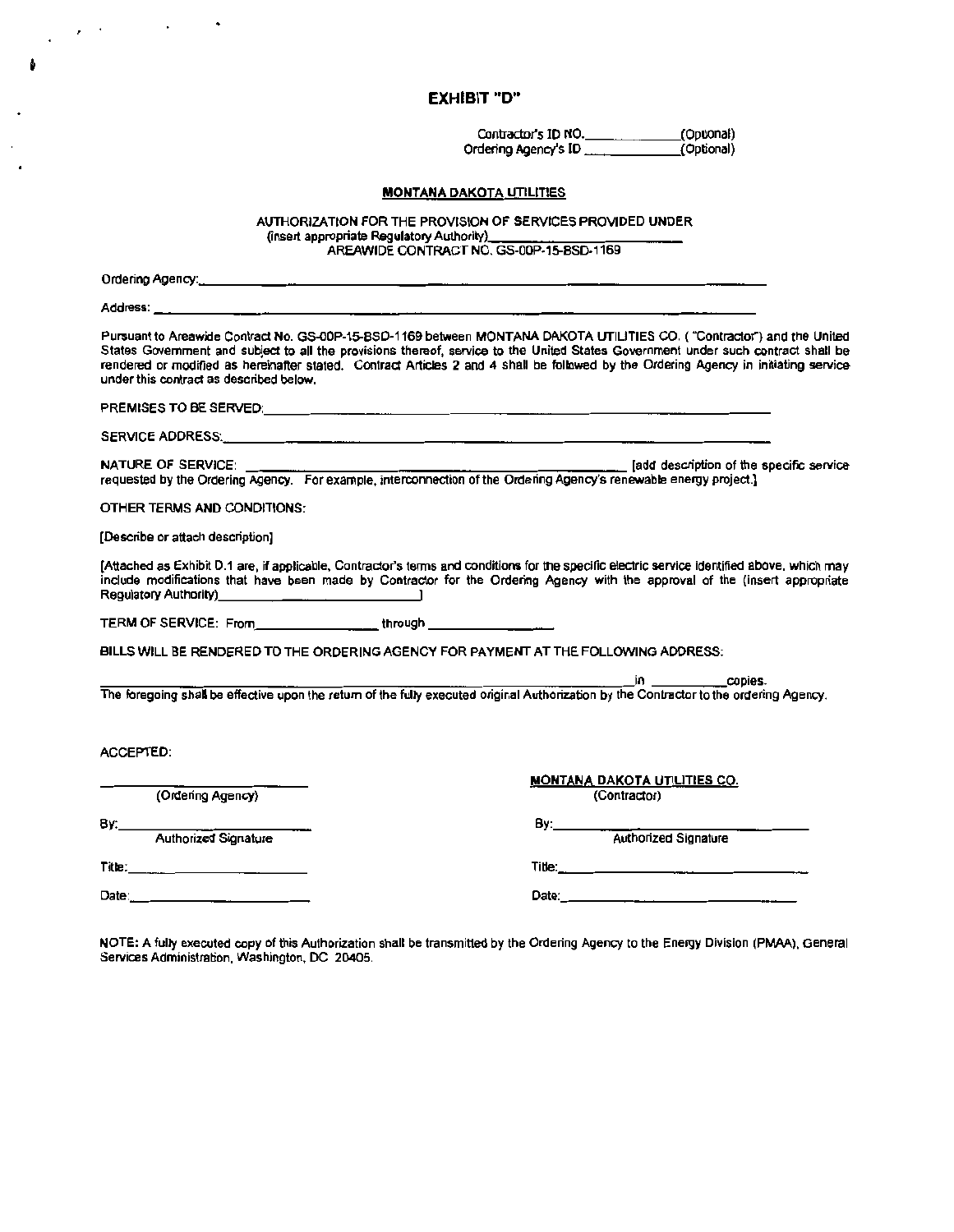# EXHIBIT "D"

Contractor's ID NO.______________(Optional)
Ordering Agency's ID ______________(Optional)

**MONTANA DAKOTA UTILITIES**

AUTHORIZATION FOR THE PROVISION OF SERVICES PROVIDED UNDER
(insert appropriate Regulatory Authority)____________________________
AREAWIDE CONTRACT NO. GS-00P-15-BSD-1169

Ordering Agency:______________________________________________________________________

Address: ______________________________________________________________________

Pursuant to Areawide Contract No. GS-00P-15-BSD-1169 between MONTANA DAKOTA UTILITIES CO. ("Contractor") and the United States Government and subject to all the provisions thereof, service to the United States Government under such contract shall be rendered or modified as hereinafter stated. Contract Articles 2 and 4 shall be followed by the Ordering Agency in initiating service under this contract as described below.

PREMISES TO BE SERVED:______________________________________________________________________

SERVICE ADDRESS:______________________________________________________________________

NATURE OF SERVICE: ______________________________________________ [add description of the specific service requested by the Ordering Agency. For example, interconnection of the Ordering Agency's renewable energy project.]

OTHER TERMS AND CONDITIONS:

[Describe or attach description]

[Attached as Exhibit D.1 are, if applicable, Contractor's terms and conditions for the specific electric service identified above, which may include modifications that have been made by Contractor for the Ordering Agency with the approval of the (insert appropriate Regulatory Authority)______________________________]

TERM OF SERVICE: From________________ through ________________.

BILLS WILL BE RENDERED TO THE ORDERING AGENCY FOR PAYMENT AT THE FOLLOWING ADDRESS:

______________________________________________________________________ in __________copies.

The foregoing shall be effective upon the return of the fully executed original Authorization by the Contractor to the ordering Agency.

ACCEPTED:

| | |
|---|---|
| ____________________________ (Ordering Agency) | **MONTANA DAKOTA UTILITIES CO.** (Contractor) |
| By:____________________________ Authorized Signature | By:____________________________ Authorized Signature |
| Title:____________________________ | Title:____________________________ |
| Date:____________________________ | Date:____________________________ |

NOTE: A fully executed copy of this Authorization shall be transmitted by the Ordering Agency to the Energy Division (PMAA), General Services Administration, Washington, DC 20405.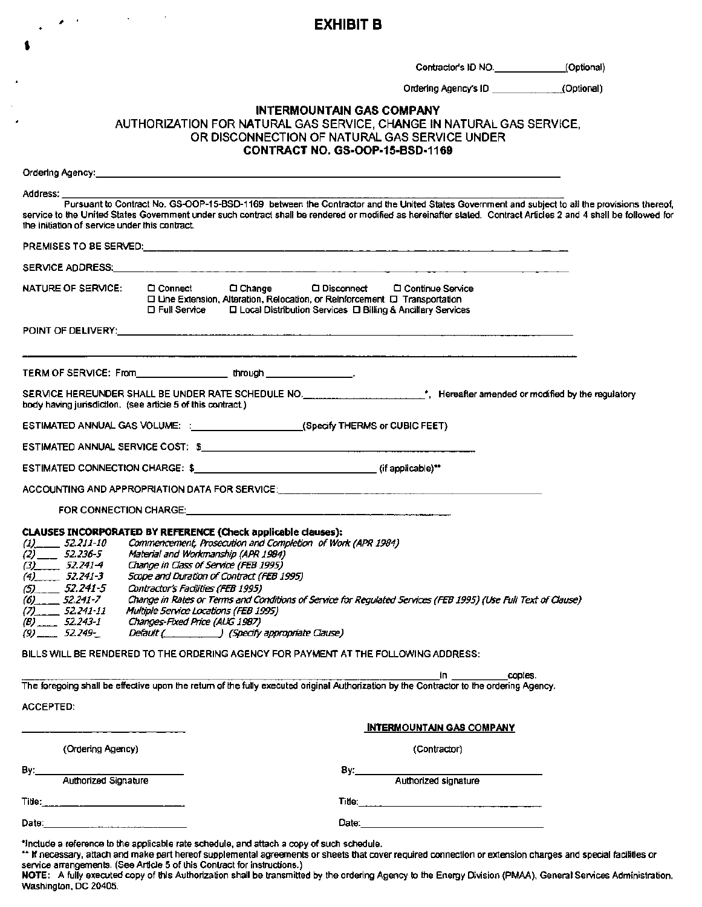# EXHIBIT B

Contractor's ID NO.____________(Optional)

Ordering Agency's ID ____________(Optional)

## INTERMOUNTAIN GAS COMPANY
### AUTHORIZATION FOR NATURAL GAS SERVICE, CHANGE IN NATURAL GAS SERVICE, OR DISCONNECTION OF NATURAL GAS SERVICE UNDER
### CONTRACT NO. GS-OOP-15-BSD-1169

Ordering Agency:________________________________________________________________________

Address: ________________________________________________________________________

Pursuant to Contract No. GS-OOP-15-BSD-1169 between the Contractor and the United States Government and subject to all the provisions thereof, service to the United States Government under such contract shall be rendered or modified as hereinafter stated. Contract Articles 2 and 4 shall be followed for the initiation of service under this contract.

PREMISES TO BE SERVED:________________________________________________________________

SERVICE ADDRESS:____________________________________________________________________

NATURE OF SERVICE: ☐ Connect ☐ Change ☐ Disconnect ☐ Continue Service
☐ Line Extension, Alteration, Relocation, or Reinforcement ☐ Transportation
☐ Full Service ☐ Local Distribution Services ☐ Billing & Ancillary Services

POINT OF DELIVERY:___________________________________________________________________

______________________________________________________________________________________

TERM OF SERVICE: From________________ through ________________.

SERVICE HEREUNDER SHALL BE UNDER RATE SCHEDULE NO.______________________*, Hereafter amended or modified by the regulatory body having jurisdiction. (see article 5 of this contract.)

ESTIMATED ANNUAL GAS VOLUME: :___________________(Specify THERMS or CUBIC FEET)

ESTIMATED ANNUAL SERVICE COST: $_____________________________________________

ESTIMATED CONNECTION CHARGE: $_____________________________ (if applicable)**

ACCOUNTING AND APPROPRIATION DATA FOR SERVICE:_______________________________________

FOR CONNECTION CHARGE:__________________________________________________

**CLAUSES INCORPORATED BY REFERENCE (Check applicable clauses):**

*(1)____ 52.211-10 Commencement, Prosecution and Completion of Work (APR 1984)*
*(2)____ 52.236-5 Material and Workmanship (APR 1984)*
*(3)____ 52.241-4 Change in Class of Service (FEB 1995)*
*(4)____ 52.241-3 Scope and Duration of Contract (FEB 1995)*
*(5)____ 52.241-5 Contractor's Facilities (FEB 1995)*
*(6)____ 52.241-7 Change in Rates or Terms and Conditions of Service for Regulated Services (FEB 1995) (Use Full Text of Clause)*
*(7)____ 52.241-11 Multiple Service Locations (FEB 1995)*
*(8)____ 52.243-1 Changes-Fixed Price (AUG 1987)*
*(9)____ 52.249-_ Default (__________) (Specify appropriate Clause)*

BILLS WILL BE RENDERED TO THE ORDERING AGENCY FOR PAYMENT AT THE FOLLOWING ADDRESS:

_____________________________________________________________ in __________copies.

The foregoing shall be effective upon the return of the fully executed original Authorization by the Contractor to the ordering Agency.

ACCEPTED:

| | |
|---|---|
| ____________________________ | **INTERMOUNTAIN GAS COMPANY** |
| (Ordering Agency) | (Contractor) |
| By:__________________________ | By:__________________________ |
| Authorized Signature | Authorized signature |
| Title:_________________________ | Title:_________________________ |
| Date:_________________________ | Date:_________________________ |

*Include a reference to the applicable rate schedule, and attach a copy of such schedule.

** If necessary, attach and make part hereof supplemental agreements or sheets that cover required connection or extension charges and special facilities or service arrangements. (See Article 5 of this Contract for instructions.)

**NOTE:** A fully executed copy of this Authorization shall be transmitted by the ordering Agency to the Energy Division (PMAA), General Services Administration, Washington, DC 20405.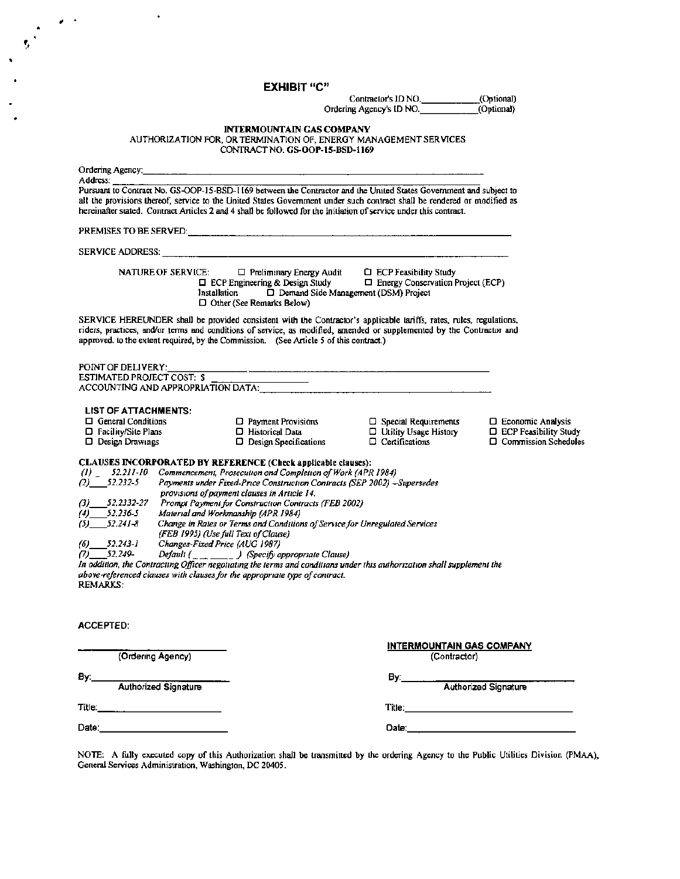# EXHIBIT "C"

Contractor's ID NO.____________(Optional)
Ordering Agency's ID NO.____________(Optional)

**INTERMOUNTAIN GAS COMPANY**
AUTHORIZATION FOR, OR TERMINATION OF, ENERGY MANAGEMENT SERVICES
CONTRACT NO. **GS-OOP-15-BSD-1169**

Ordering Agency:______________________________________________

Address: ______________________________________________

Pursuant to Contract No. GS-OOP-15-BSD-1169 between the Contractor and the United States Government and subject to all the provisions thereof, service to the United States Government under such contract shall be rendered or modified as hereinafter stated. Contract Articles 2 and 4 shall be followed for the initiation of service under this contract.

PREMISES TO BE SERVED:______________________________________________

SERVICE ADDRESS: ______________________________________________

NATURE OF SERVICE:
- ☐ Preliminary Energy Audit
- ☐ ECP Feasibility Study
- ☐ ECP Engineering & Design Study
- ☐ Energy Conservation Project (ECP) Installation
- ☐ Demand Side Management (DSM) Project
- ☐ Other (See Remarks Below)

SERVICE HEREUNDER shall be provided consistent with the Contractor's applicable tariffs, rates, rules, regulations, riders, practices, and/or terms and conditions of service, as modified, amended or supplemented by the Contractor and approved, to the extent required, by the Commission. (See Article 5 of this contract.)

POINT OF DELIVERY:______________________________________________

ESTIMATED PROJECT COST: $ ____________________

ACCOUNTING AND APPROPRIATION DATA:______________________________________________

**LIST OF ATTACHMENTS:**

| | | | |
|---|---|---|---|
| ☐ General Conditions | ☐ Payment Provisions | ☐ Special Requirements | ☐ Economic Analysis |
| ☐ Facility/Site Plans | ☐ Historical Data | ☐ Utility Usage History | ☐ ECP Feasibility Study |
| ☐ Design Drawings | ☐ Design Specifications | ☐ Certifications | ☐ Commission Schedules |

**CLAUSES INCORPORATED BY REFERENCE (Check applicable clauses):**

*(1)* ___ *52.211-10* *Commencement, Prosecution and Completion of Work (APR 1984)*
*(2)*____*52.232-5* *Payments under Fixed-Price Construction Contracts (SEP 2002) –Supersedes provisions of payment clauses in Article 14.*
*(3)*____*52.2332-27* *Prompt Payment for Construction Contracts (FEB 2002)*
*(4)*____*52.236-5* *Material and Workmanship (APR 1984)*
*(5)*____*52.241-8* *Change in Rates or Terms and Conditions of Service for Unregulated Services (FEB 1995) (Use full Text of Clause)*
*(6)*____*52.243-1* *Changes-Fixed Price (AUG 1987)*
*(7)*____*52.249-* *Default (________) (Specify appropriate Clause)*

*In addition, the Contracting Officer negotiating the terms and conditions under this authorization shall supplement the above-referenced clauses with clauses for the appropriate type of contract.*

REMARKS:

ACCEPTED:

| | |
|---|---|
| ____________________ (Ordering Agency) | **INTERMOUNTAIN GAS COMPANY** (Contractor) |
| By:____________________ Authorized Signature | By:____________________ Authorized Signature |
| Title:____________________ | Title:____________________ |
| Date:____________________ | Date:____________________ |

NOTE: A fully executed copy of this Authorization shall be transmitted by the ordering Agency to the Public Utilities Division (PMAA), General Services Administration, Washington, DC 20405.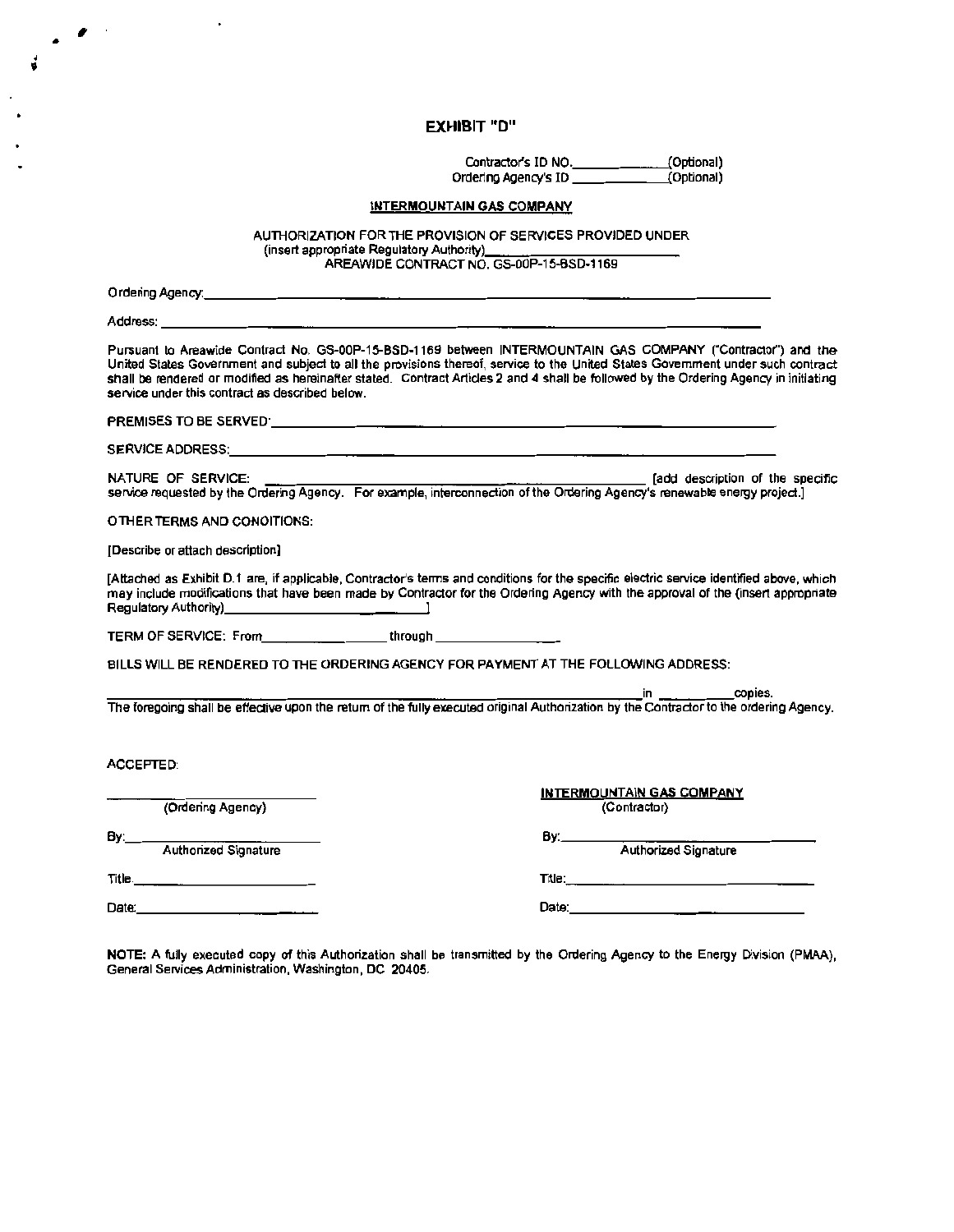# EXHIBIT "D"

Contractor's ID NO.____________(Optional)
Ordering Agency's ID ____________(Optional)

**INTERMOUNTAIN GAS COMPANY**

AUTHORIZATION FOR THE PROVISION OF SERVICES PROVIDED UNDER
(insert appropriate Regulatory Authority)________________________
AREAWIDE CONTRACT NO. GS-00P-15-BSD-1169

Ordering Agency:________________________________________________________________

Address: ________________________________________________________________

Pursuant to Areawide Contract No. GS-00P-15-BSD-1169 between INTERMOUNTAIN GAS COMPANY ("Contractor") and the United States Government and subject to all the provisions thereof, service to the United States Government under such contract shall be rendered or modified as hereinafter stated. Contract Articles 2 and 4 shall be followed by the Ordering Agency in initiating service under this contract as described below.

PREMISES TO BE SERVED:________________________________________________________________

SERVICE ADDRESS:________________________________________________________________

NATURE OF SERVICE: ________________________________________ [add description of the specific service requested by the Ordering Agency. For example, interconnection of the Ordering Agency's renewable energy project.]

OTHER TERMS AND CONDITIONS:

[Describe or attach description]

[Attached as Exhibit D.1 are, if applicable, Contractor's terms and conditions for the specific electric service identified above, which may include modifications that have been made by Contractor for the Ordering Agency with the approval of the (insert appropriate Regulatory Authority)__________________________]

TERM OF SERVICE: From________________ through ________________

BILLS WILL BE RENDERED TO THE ORDERING AGENCY FOR PAYMENT AT THE FOLLOWING ADDRESS:

________________________________________________________________ in __________ copies.
The foregoing shall be effective upon the return of the fully executed original Authorization by the Contractor to the ordering Agency.

ACCEPTED:

________________________
(Ordering Agency)

By:________________________
Authorized Signature

Title________________________

Date:________________________

**INTERMOUNTAIN GAS COMPANY**
(Contractor)

By:________________________
Authorized Signature

Title:________________________

Date:________________________

**NOTE:** A fully executed copy of this Authorization shall be transmitted by the Ordering Agency to the Energy Division (PMAA), General Services Administration, Washington, DC 20405.